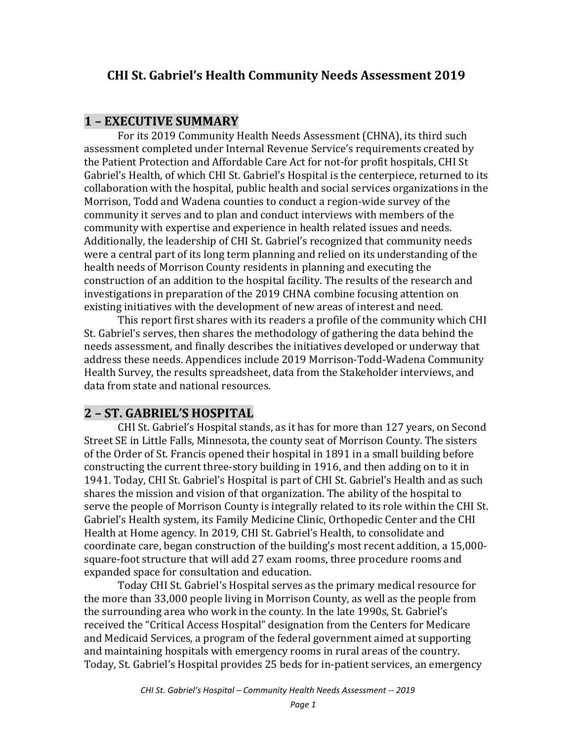# CHI St. Gabriel's Health Community Needs Assessment 2019

## 1 – EXECUTIVE SUMMARY

For its 2019 Community Health Needs Assessment (CHNA), its third such assessment completed under Internal Revenue Service's requirements created by the Patient Protection and Affordable Care Act for not-for profit hospitals, CHI St Gabriel's Health, of which CHI St. Gabriel's Hospital is the centerpiece, returned to its collaboration with the hospital, public health and social services organizations in the Morrison, Todd and Wadena counties to conduct a region-wide survey of the community it serves and to plan and conduct interviews with members of the community with expertise and experience in health related issues and needs. Additionally, the leadership of CHI St. Gabriel's recognized that community needs were a central part of its long term planning and relied on its understanding of the health needs of Morrison County residents in planning and executing the construction of an addition to the hospital facility. The results of the research and investigations in preparation of the 2019 CHNA combine focusing attention on existing initiatives with the development of new areas of interest and need.

This report first shares with its readers a profile of the community which CHI St. Gabriel's serves, then shares the methodology of gathering the data behind the needs assessment, and finally describes the initiatives developed or underway that address these needs. Appendices include 2019 Morrison-Todd-Wadena Community Health Survey, the results spreadsheet, data from the Stakeholder interviews, and data from state and national resources.

## 2 – ST. GABRIEL'S HOSPITAL

CHI St. Gabriel's Hospital stands, as it has for more than 127 years, on Second Street SE in Little Falls, Minnesota, the county seat of Morrison County. The sisters of the Order of St. Francis opened their hospital in 1891 in a small building before constructing the current three-story building in 1916, and then adding on to it in 1941. Today, CHI St. Gabriel's Hospital is part of CHI St. Gabriel's Health and as such shares the mission and vision of that organization. The ability of the hospital to serve the people of Morrison County is integrally related to its role within the CHI St. Gabriel's Health system, its Family Medicine Clinic, Orthopedic Center and the CHI Health at Home agency. In 2019, CHI St. Gabriel's Health, to consolidate and coordinate care, began construction of the building's most recent addition, a 15,000-square-foot structure that will add 27 exam rooms, three procedure rooms and expanded space for consultation and education.

Today CHI St. Gabriel's Hospital serves as the primary medical resource for the more than 33,000 people living in Morrison County, as well as the people from the surrounding area who work in the county. In the late 1990s, St. Gabriel's received the "Critical Access Hospital" designation from the Centers for Medicare and Medicaid Services, a program of the federal government aimed at supporting and maintaining hospitals with emergency rooms in rural areas of the country. Today, St. Gabriel's Hospital provides 25 beds for in-patient services, an emergency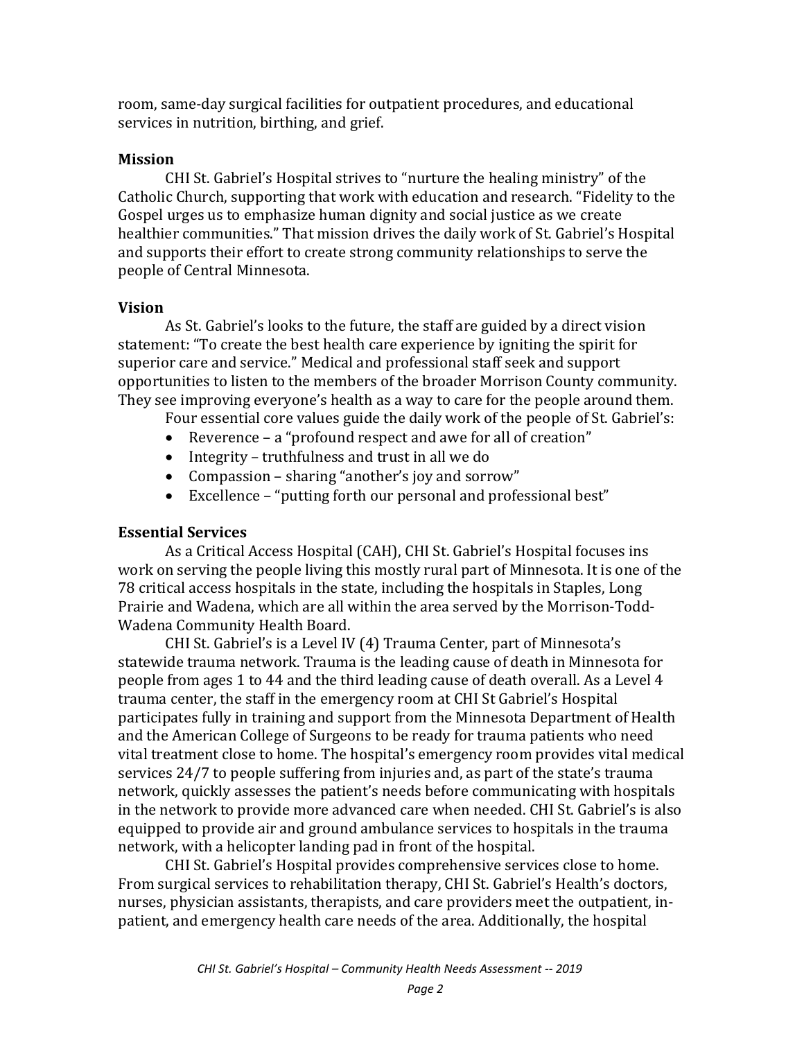room, same-day surgical facilities for outpatient procedures, and educational services in nutrition, birthing, and grief.

## Mission

CHI St. Gabriel's Hospital strives to "nurture the healing ministry" of the Catholic Church, supporting that work with education and research. "Fidelity to the Gospel urges us to emphasize human dignity and social justice as we create healthier communities." That mission drives the daily work of St. Gabriel's Hospital and supports their effort to create strong community relationships to serve the people of Central Minnesota.

## Vision

As St. Gabriel's looks to the future, the staff are guided by a direct vision statement: "To create the best health care experience by igniting the spirit for superior care and service." Medical and professional staff seek and support opportunities to listen to the members of the broader Morrison County community. They see improving everyone's health as a way to care for the people around them.

Four essential core values guide the daily work of the people of St. Gabriel's:

- Reverence – a "profound respect and awe for all of creation"
- Integrity – truthfulness and trust in all we do
- Compassion – sharing "another's joy and sorrow"
- Excellence – "putting forth our personal and professional best"

## Essential Services

As a Critical Access Hospital (CAH), CHI St. Gabriel's Hospital focuses ins work on serving the people living this mostly rural part of Minnesota. It is one of the 78 critical access hospitals in the state, including the hospitals in Staples, Long Prairie and Wadena, which are all within the area served by the Morrison-Todd-Wadena Community Health Board.

CHI St. Gabriel's is a Level IV (4) Trauma Center, part of Minnesota's statewide trauma network. Trauma is the leading cause of death in Minnesota for people from ages 1 to 44 and the third leading cause of death overall. As a Level 4 trauma center, the staff in the emergency room at CHI St Gabriel's Hospital participates fully in training and support from the Minnesota Department of Health and the American College of Surgeons to be ready for trauma patients who need vital treatment close to home. The hospital's emergency room provides vital medical services 24/7 to people suffering from injuries and, as part of the state's trauma network, quickly assesses the patient's needs before communicating with hospitals in the network to provide more advanced care when needed. CHI St. Gabriel's is also equipped to provide air and ground ambulance services to hospitals in the trauma network, with a helicopter landing pad in front of the hospital.

CHI St. Gabriel's Hospital provides comprehensive services close to home. From surgical services to rehabilitation therapy, CHI St. Gabriel's Health's doctors, nurses, physician assistants, therapists, and care providers meet the outpatient, in-patient, and emergency health care needs of the area. Additionally, the hospital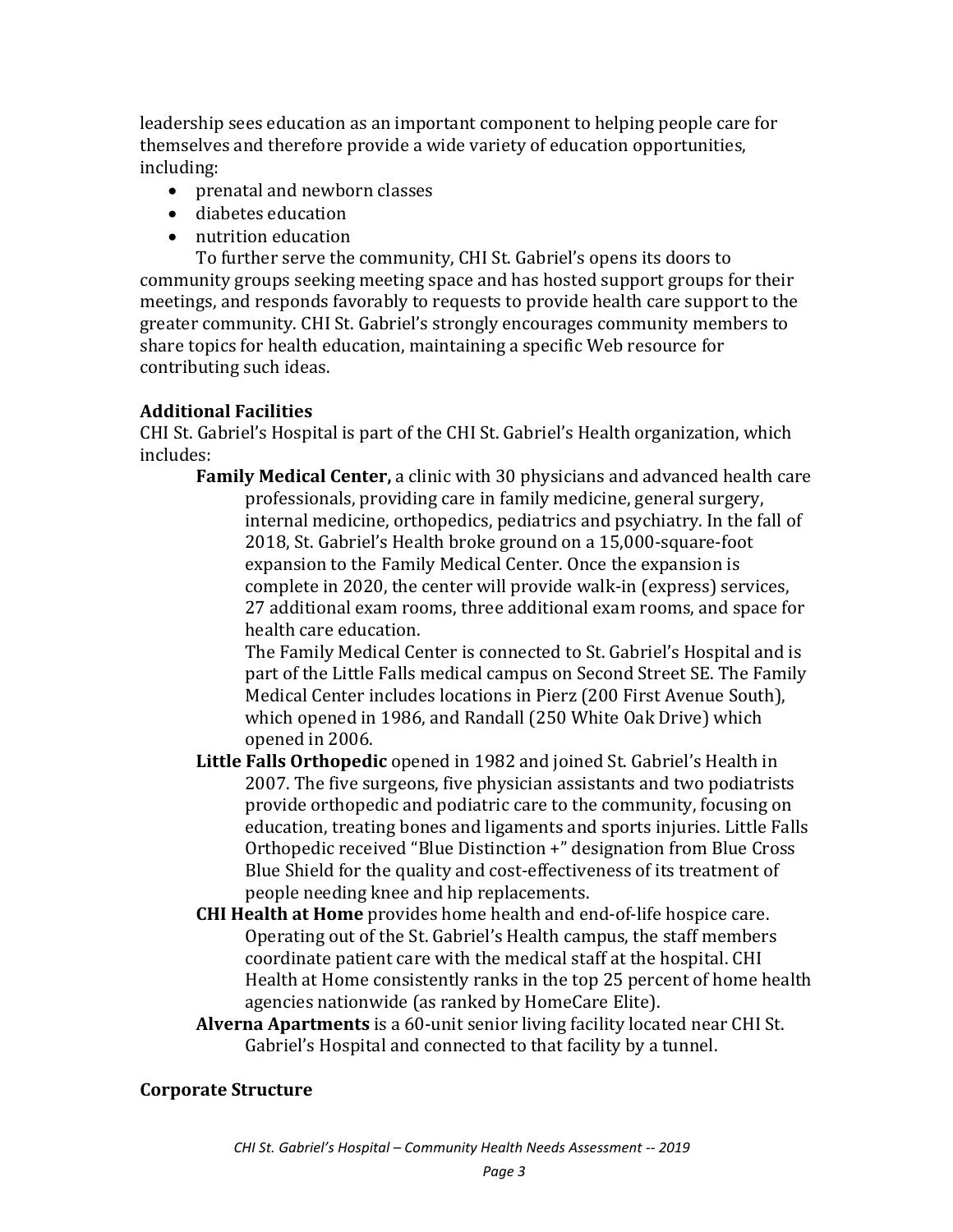leadership sees education as an important component to helping people care for themselves and therefore provide a wide variety of education opportunities, including:

- prenatal and newborn classes
- diabetes education
- nutrition education

To further serve the community, CHI St. Gabriel's opens its doors to community groups seeking meeting space and has hosted support groups for their meetings, and responds favorably to requests to provide health care support to the greater community. CHI St. Gabriel's strongly encourages community members to share topics for health education, maintaining a specific Web resource for contributing such ideas.

**Additional Facilities**

CHI St. Gabriel's Hospital is part of the CHI St. Gabriel's Health organization, which includes:

**Family Medical Center,** a clinic with 30 physicians and advanced health care professionals, providing care in family medicine, general surgery, internal medicine, orthopedics, pediatrics and psychiatry. In the fall of 2018, St. Gabriel's Health broke ground on a 15,000-square-foot expansion to the Family Medical Center. Once the expansion is complete in 2020, the center will provide walk-in (express) services, 27 additional exam rooms, three additional exam rooms, and space for health care education.

The Family Medical Center is connected to St. Gabriel's Hospital and is part of the Little Falls medical campus on Second Street SE. The Family Medical Center includes locations in Pierz (200 First Avenue South), which opened in 1986, and Randall (250 White Oak Drive) which opened in 2006.

**Little Falls Orthopedic** opened in 1982 and joined St. Gabriel's Health in 2007. The five surgeons, five physician assistants and two podiatrists provide orthopedic and podiatric care to the community, focusing on education, treating bones and ligaments and sports injuries. Little Falls Orthopedic received "Blue Distinction +" designation from Blue Cross Blue Shield for the quality and cost-effectiveness of its treatment of people needing knee and hip replacements.

**CHI Health at Home** provides home health and end-of-life hospice care. Operating out of the St. Gabriel's Health campus, the staff members coordinate patient care with the medical staff at the hospital. CHI Health at Home consistently ranks in the top 25 percent of home health agencies nationwide (as ranked by HomeCare Elite).

**Alverna Apartments** is a 60-unit senior living facility located near CHI St. Gabriel's Hospital and connected to that facility by a tunnel.

**Corporate Structure**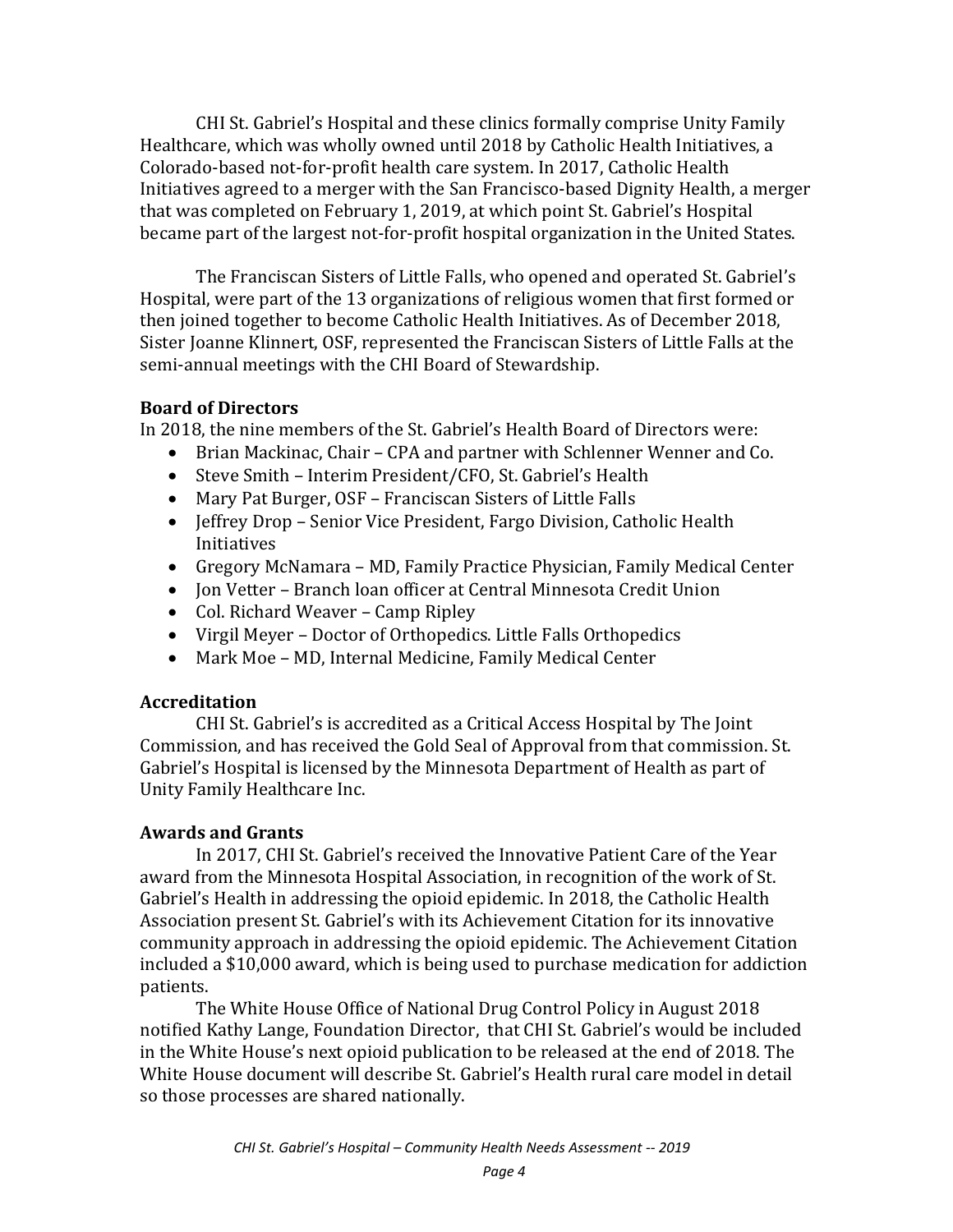CHI St. Gabriel's Hospital and these clinics formally comprise Unity Family Healthcare, which was wholly owned until 2018 by Catholic Health Initiatives, a Colorado-based not-for-profit health care system. In 2017, Catholic Health Initiatives agreed to a merger with the San Francisco-based Dignity Health, a merger that was completed on February 1, 2019, at which point St. Gabriel's Hospital became part of the largest not-for-profit hospital organization in the United States.

The Franciscan Sisters of Little Falls, who opened and operated St. Gabriel's Hospital, were part of the 13 organizations of religious women that first formed or then joined together to become Catholic Health Initiatives. As of December 2018, Sister Joanne Klinnert, OSF, represented the Franciscan Sisters of Little Falls at the semi-annual meetings with the CHI Board of Stewardship.

### Board of Directors

In 2018, the nine members of the St. Gabriel's Health Board of Directors were:

- Brian Mackinac, Chair – CPA and partner with Schlenner Wenner and Co.
- Steve Smith – Interim President/CFO, St. Gabriel's Health
- Mary Pat Burger, OSF – Franciscan Sisters of Little Falls
- Jeffrey Drop – Senior Vice President, Fargo Division, Catholic Health Initiatives
- Gregory McNamara – MD, Family Practice Physician, Family Medical Center
- Jon Vetter – Branch loan officer at Central Minnesota Credit Union
- Col. Richard Weaver – Camp Ripley
- Virgil Meyer – Doctor of Orthopedics. Little Falls Orthopedics
- Mark Moe – MD, Internal Medicine, Family Medical Center

### Accreditation

CHI St. Gabriel's is accredited as a Critical Access Hospital by The Joint Commission, and has received the Gold Seal of Approval from that commission. St. Gabriel's Hospital is licensed by the Minnesota Department of Health as part of Unity Family Healthcare Inc.

### Awards and Grants

In 2017, CHI St. Gabriel's received the Innovative Patient Care of the Year award from the Minnesota Hospital Association, in recognition of the work of St. Gabriel's Health in addressing the opioid epidemic. In 2018, the Catholic Health Association present St. Gabriel's with its Achievement Citation for its innovative community approach in addressing the opioid epidemic. The Achievement Citation included a $10,000 award, which is being used to purchase medication for addiction patients.

The White House Office of National Drug Control Policy in August 2018 notified Kathy Lange, Foundation Director, that CHI St. Gabriel's would be included in the White House's next opioid publication to be released at the end of 2018. The White House document will describe St. Gabriel's Health rural care model in detail so those processes are shared nationally.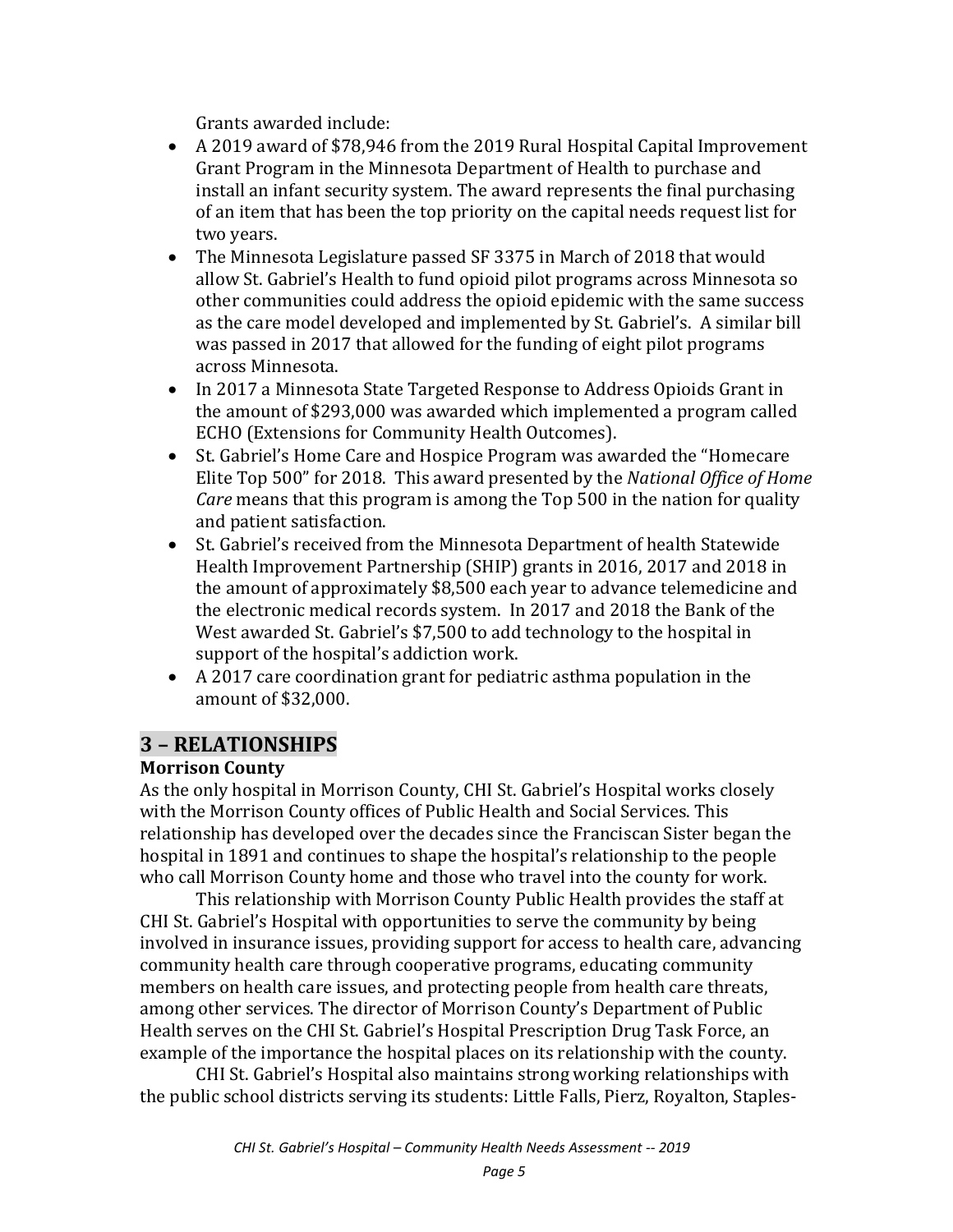Grants awarded include:

- A 2019 award of $78,946 from the 2019 Rural Hospital Capital Improvement Grant Program in the Minnesota Department of Health to purchase and install an infant security system. The award represents the final purchasing of an item that has been the top priority on the capital needs request list for two years.
- The Minnesota Legislature passed SF 3375 in March of 2018 that would allow St. Gabriel's Health to fund opioid pilot programs across Minnesota so other communities could address the opioid epidemic with the same success as the care model developed and implemented by St. Gabriel's. A similar bill was passed in 2017 that allowed for the funding of eight pilot programs across Minnesota.
- In 2017 a Minnesota State Targeted Response to Address Opioids Grant in the amount of $293,000 was awarded which implemented a program called ECHO (Extensions for Community Health Outcomes).
- St. Gabriel's Home Care and Hospice Program was awarded the "Homecare Elite Top 500" for 2018. This award presented by the *National Office of Home Care* means that this program is among the Top 500 in the nation for quality and patient satisfaction.
- St. Gabriel's received from the Minnesota Department of health Statewide Health Improvement Partnership (SHIP) grants in 2016, 2017 and 2018 in the amount of approximately $8,500 each year to advance telemedicine and the electronic medical records system. In 2017 and 2018 the Bank of the West awarded St. Gabriel's $7,500 to add technology to the hospital in support of the hospital's addiction work.
- A 2017 care coordination grant for pediatric asthma population in the amount of $32,000.

## 3 – RELATIONSHIPS

### Morrison County

As the only hospital in Morrison County, CHI St. Gabriel's Hospital works closely with the Morrison County offices of Public Health and Social Services. This relationship has developed over the decades since the Franciscan Sister began the hospital in 1891 and continues to shape the hospital's relationship to the people who call Morrison County home and those who travel into the county for work.

This relationship with Morrison County Public Health provides the staff at CHI St. Gabriel's Hospital with opportunities to serve the community by being involved in insurance issues, providing support for access to health care, advancing community health care through cooperative programs, educating community members on health care issues, and protecting people from health care threats, among other services. The director of Morrison County's Department of Public Health serves on the CHI St. Gabriel's Hospital Prescription Drug Task Force, an example of the importance the hospital places on its relationship with the county.

CHI St. Gabriel's Hospital also maintains strong working relationships with the public school districts serving its students: Little Falls, Pierz, Royalton, Staples-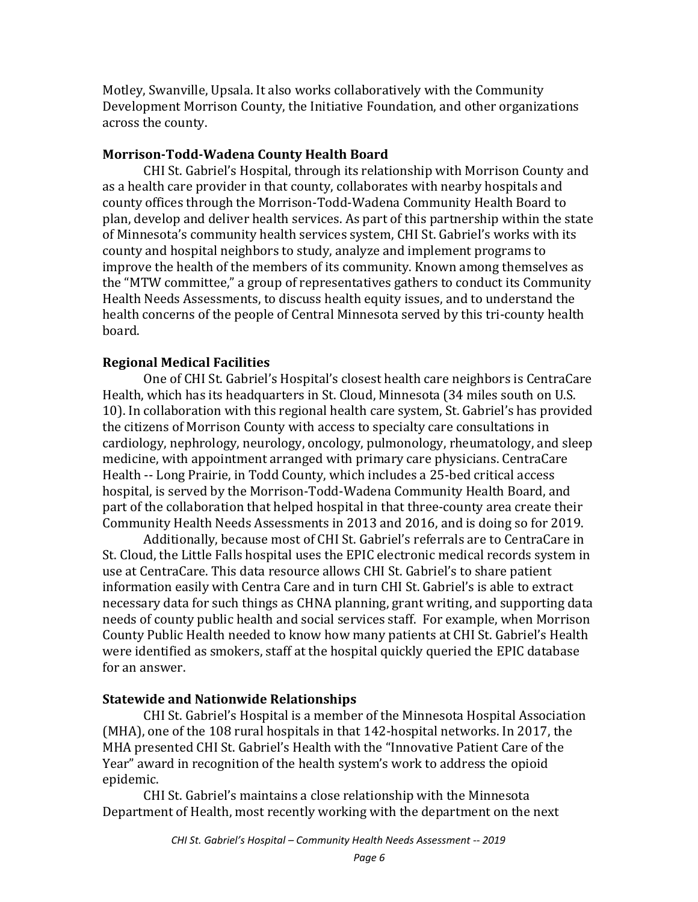Motley, Swanville, Upsala. It also works collaboratively with the Community Development Morrison County, the Initiative Foundation, and other organizations across the county.

**Morrison-Todd-Wadena County Health Board**

CHI St. Gabriel's Hospital, through its relationship with Morrison County and as a health care provider in that county, collaborates with nearby hospitals and county offices through the Morrison-Todd-Wadena Community Health Board to plan, develop and deliver health services. As part of this partnership within the state of Minnesota's community health services system, CHI St. Gabriel's works with its county and hospital neighbors to study, analyze and implement programs to improve the health of the members of its community. Known among themselves as the "MTW committee," a group of representatives gathers to conduct its Community Health Needs Assessments, to discuss health equity issues, and to understand the health concerns of the people of Central Minnesota served by this tri-county health board.

**Regional Medical Facilities**

One of CHI St. Gabriel's Hospital's closest health care neighbors is CentraCare Health, which has its headquarters in St. Cloud, Minnesota (34 miles south on U.S. 10). In collaboration with this regional health care system, St. Gabriel's has provided the citizens of Morrison County with access to specialty care consultations in cardiology, nephrology, neurology, oncology, pulmonology, rheumatology, and sleep medicine, with appointment arranged with primary care physicians. CentraCare Health -- Long Prairie, in Todd County, which includes a 25-bed critical access hospital, is served by the Morrison-Todd-Wadena Community Health Board, and part of the collaboration that helped hospital in that three-county area create their Community Health Needs Assessments in 2013 and 2016, and is doing so for 2019.

Additionally, because most of CHI St. Gabriel's referrals are to CentraCare in St. Cloud, the Little Falls hospital uses the EPIC electronic medical records system in use at CentraCare. This data resource allows CHI St. Gabriel's to share patient information easily with Centra Care and in turn CHI St. Gabriel's is able to extract necessary data for such things as CHNA planning, grant writing, and supporting data needs of county public health and social services staff. For example, when Morrison County Public Health needed to know how many patients at CHI St. Gabriel's Health were identified as smokers, staff at the hospital quickly queried the EPIC database for an answer.

**Statewide and Nationwide Relationships**

CHI St. Gabriel's Hospital is a member of the Minnesota Hospital Association (MHA), one of the 108 rural hospitals in that 142-hospital networks. In 2017, the MHA presented CHI St. Gabriel's Health with the "Innovative Patient Care of the Year" award in recognition of the health system's work to address the opioid epidemic.

CHI St. Gabriel's maintains a close relationship with the Minnesota Department of Health, most recently working with the department on the next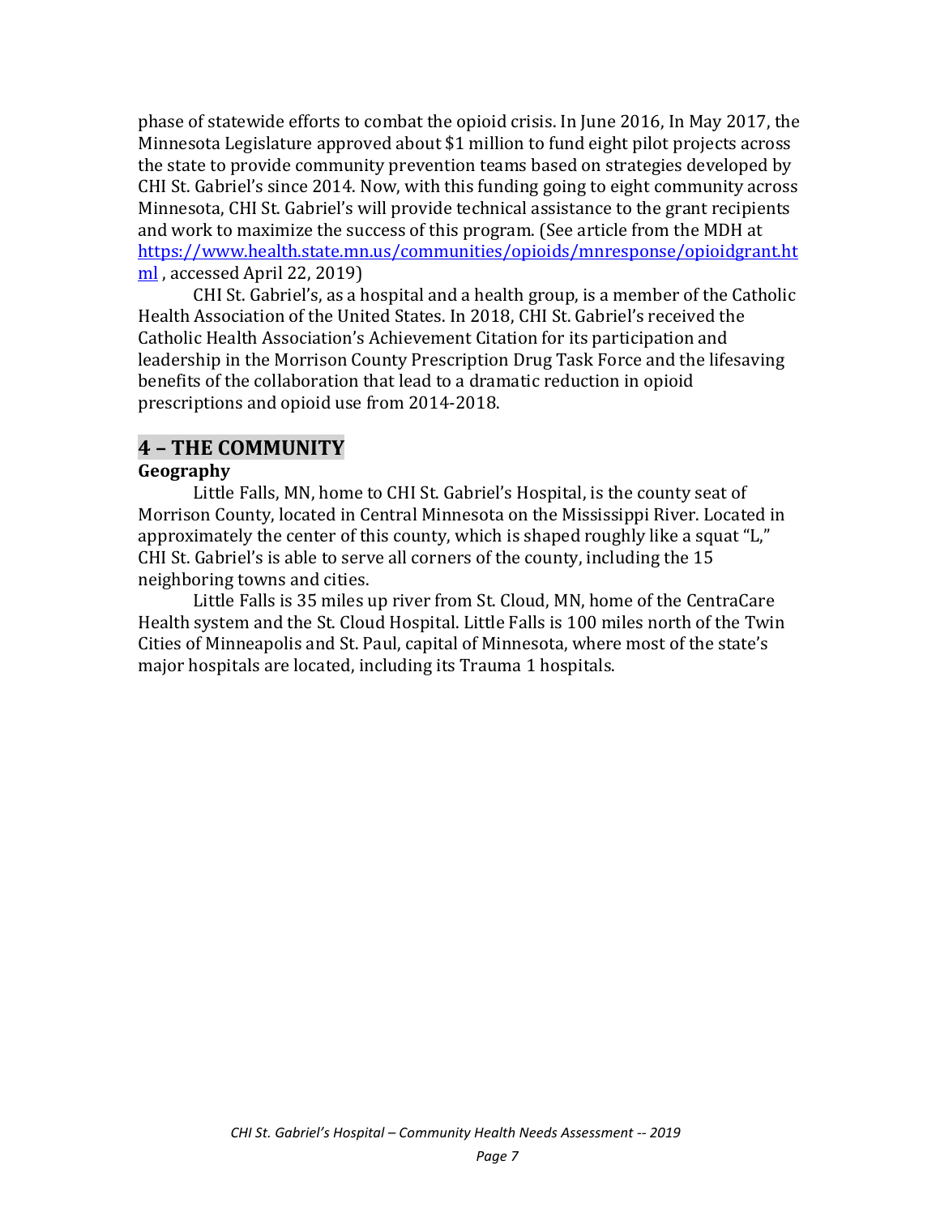phase of statewide efforts to combat the opioid crisis. In June 2016, In May 2017, the Minnesota Legislature approved about $1 million to fund eight pilot projects across the state to provide community prevention teams based on strategies developed by CHI St. Gabriel's since 2014. Now, with this funding going to eight community across Minnesota, CHI St. Gabriel's will provide technical assistance to the grant recipients and work to maximize the success of this program. (See article from the MDH at https://www.health.state.mn.us/communities/opioids/mnresponse/opioidgrant.html , accessed April 22, 2019)

CHI St. Gabriel's, as a hospital and a health group, is a member of the Catholic Health Association of the United States. In 2018, CHI St. Gabriel's received the Catholic Health Association's Achievement Citation for its participation and leadership in the Morrison County Prescription Drug Task Force and the lifesaving benefits of the collaboration that lead to a dramatic reduction in opioid prescriptions and opioid use from 2014-2018.

## 4 – THE COMMUNITY

### Geography

Little Falls, MN, home to CHI St. Gabriel's Hospital, is the county seat of Morrison County, located in Central Minnesota on the Mississippi River. Located in approximately the center of this county, which is shaped roughly like a squat "L," CHI St. Gabriel's is able to serve all corners of the county, including the 15 neighboring towns and cities.

Little Falls is 35 miles up river from St. Cloud, MN, home of the CentraCare Health system and the St. Cloud Hospital. Little Falls is 100 miles north of the Twin Cities of Minneapolis and St. Paul, capital of Minnesota, where most of the state's major hospitals are located, including its Trauma 1 hospitals.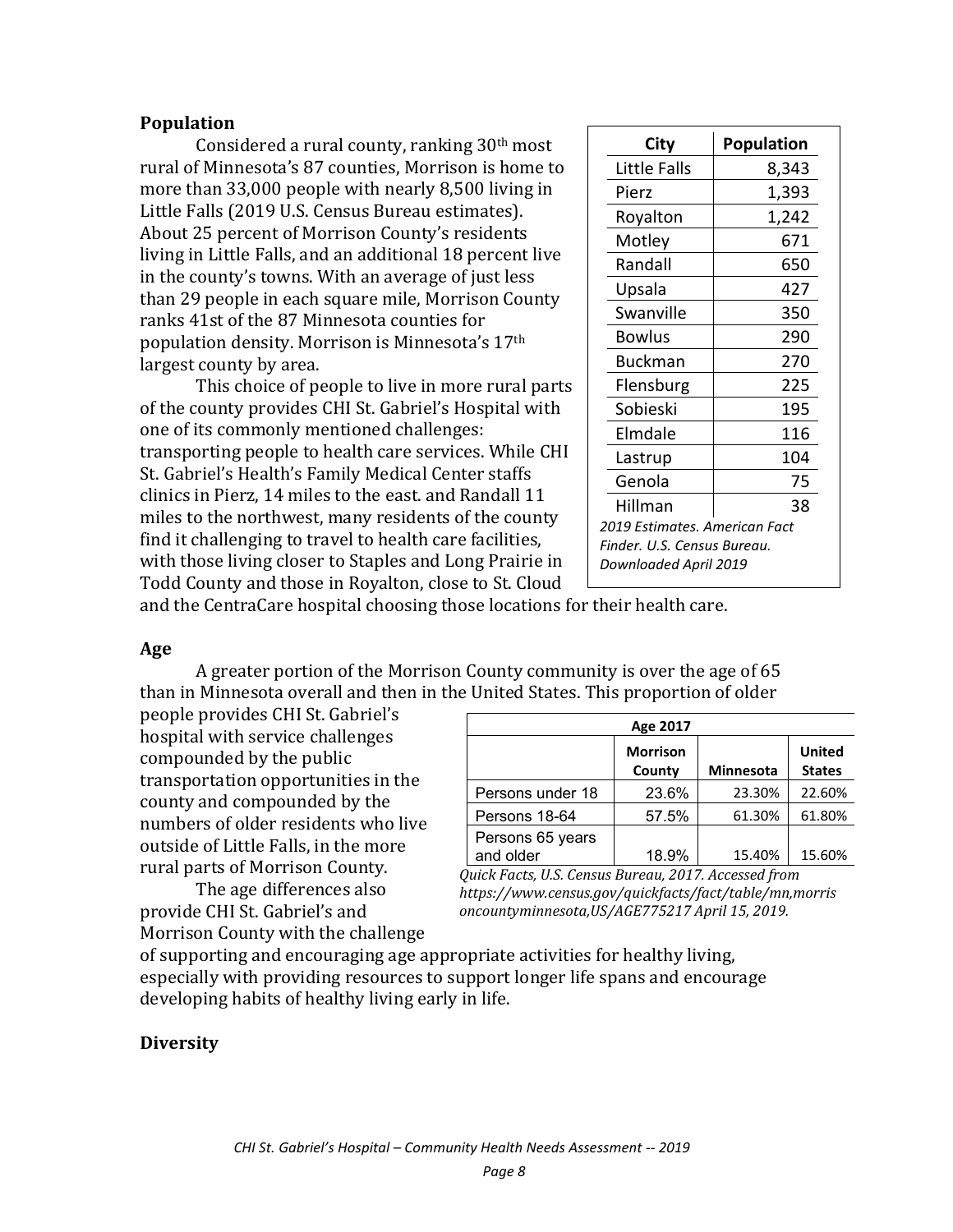## Population

Considered a rural county, ranking 30th most rural of Minnesota's 87 counties, Morrison is home to more than 33,000 people with nearly 8,500 living in Little Falls (2019 U.S. Census Bureau estimates). About 25 percent of Morrison County's residents living in Little Falls, and an additional 18 percent live in the county's towns. With an average of just less than 29 people in each square mile, Morrison County ranks 41st of the 87 Minnesota counties for population density. Morrison is Minnesota's 17th largest county by area.

| City | Population |
|---|---|
| Little Falls | 8,343 |
| Pierz | 1,393 |
| Royalton | 1,242 |
| Motley | 671 |
| Randall | 650 |
| Upsala | 427 |
| Swanville | 350 |
| Bowlus | 290 |
| Buckman | 270 |
| Flensburg | 225 |
| Sobieski | 195 |
| Elmdale | 116 |
| Lastrup | 104 |
| Genola | 75 |
| Hillman | 38 |

*2019 Estimates. American Fact Finder. U.S. Census Bureau. Downloaded April 2019*

This choice of people to live in more rural parts of the county provides CHI St. Gabriel's Hospital with one of its commonly mentioned challenges: transporting people to health care services. While CHI St. Gabriel's Health's Family Medical Center staffs clinics in Pierz, 14 miles to the east. and Randall 11 miles to the northwest, many residents of the county find it challenging to travel to health care facilities, with those living closer to Staples and Long Prairie in Todd County and those in Royalton, close to St. Cloud and the CentraCare hospital choosing those locations for their health care.

## Age

A greater portion of the Morrison County community is over the age of 65 than in Minnesota overall and then in the United States. This proportion of older people provides CHI St. Gabriel's hospital with service challenges compounded by the public transportation opportunities in the county and compounded by the numbers of older residents who live outside of Little Falls, in the more rural parts of Morrison County.

| Age 2017 | | | |
|---|---|---|---|
| | Morrison County | Minnesota | United States |
| Persons under 18 | 23.6% | 23.30% | 22.60% |
| Persons 18-64 | 57.5% | 61.30% | 61.80% |
| Persons 65 years and older | 18.9% | 15.40% | 15.60% |

*Quick Facts, U.S. Census Bureau, 2017. Accessed from https://www.census.gov/quickfacts/fact/table/mn,morrisoncountyminnesota,US/AGE775217 April 15, 2019.*

The age differences also provide CHI St. Gabriel's and Morrison County with the challenge of supporting and encouraging age appropriate activities for healthy living, especially with providing resources to support longer life spans and encourage developing habits of healthy living early in life.

## Diversity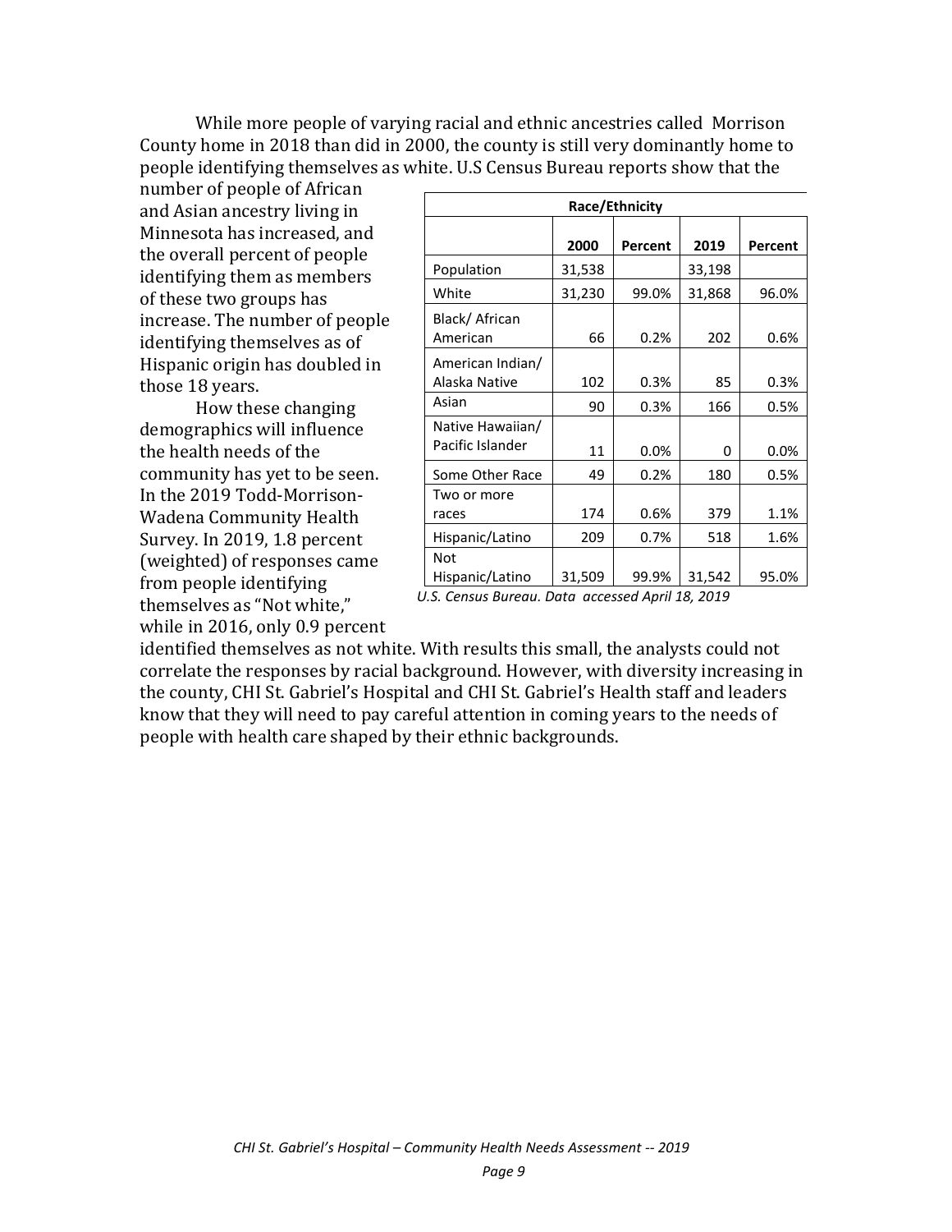While more people of varying racial and ethnic ancestries called Morrison County home in 2018 than did in 2000, the county is still very dominantly home to people identifying themselves as white. U.S Census Bureau reports show that the number of people of African and Asian ancestry living in Minnesota has increased, and the overall percent of people identifying them as members of these two groups has increase. The number of people identifying themselves as of Hispanic origin has doubled in those 18 years.

| Race/Ethnicity | | | | |
|---|---|---|---|---|
| | 2000 | Percent | 2019 | Percent |
| Population | 31,538 | | 33,198 | |
| White | 31,230 | 99.0% | 31,868 | 96.0% |
| Black/ African American | 66 | 0.2% | 202 | 0.6% |
| American Indian/ Alaska Native | 102 | 0.3% | 85 | 0.3% |
| Asian | 90 | 0.3% | 166 | 0.5% |
| Native Hawaiian/ Pacific Islander | 11 | 0.0% | 0 | 0.0% |
| Some Other Race | 49 | 0.2% | 180 | 0.5% |
| Two or more races | 174 | 0.6% | 379 | 1.1% |
| Hispanic/Latino | 209 | 0.7% | 518 | 1.6% |
| Not Hispanic/Latino | 31,509 | 99.9% | 31,542 | 95.0% |

*U.S. Census Bureau. Data accessed April 18, 2019*

How these changing demographics will influence the health needs of the community has yet to be seen. In the 2019 Todd-Morrison-Wadena Community Health Survey. In 2019, 1.8 percent (weighted) of responses came from people identifying themselves as "Not white," while in 2016, only 0.9 percent identified themselves as not white. With results this small, the analysts could not correlate the responses by racial background. However, with diversity increasing in the county, CHI St. Gabriel's Hospital and CHI St. Gabriel's Health staff and leaders know that they will need to pay careful attention in coming years to the needs of people with health care shaped by their ethnic backgrounds.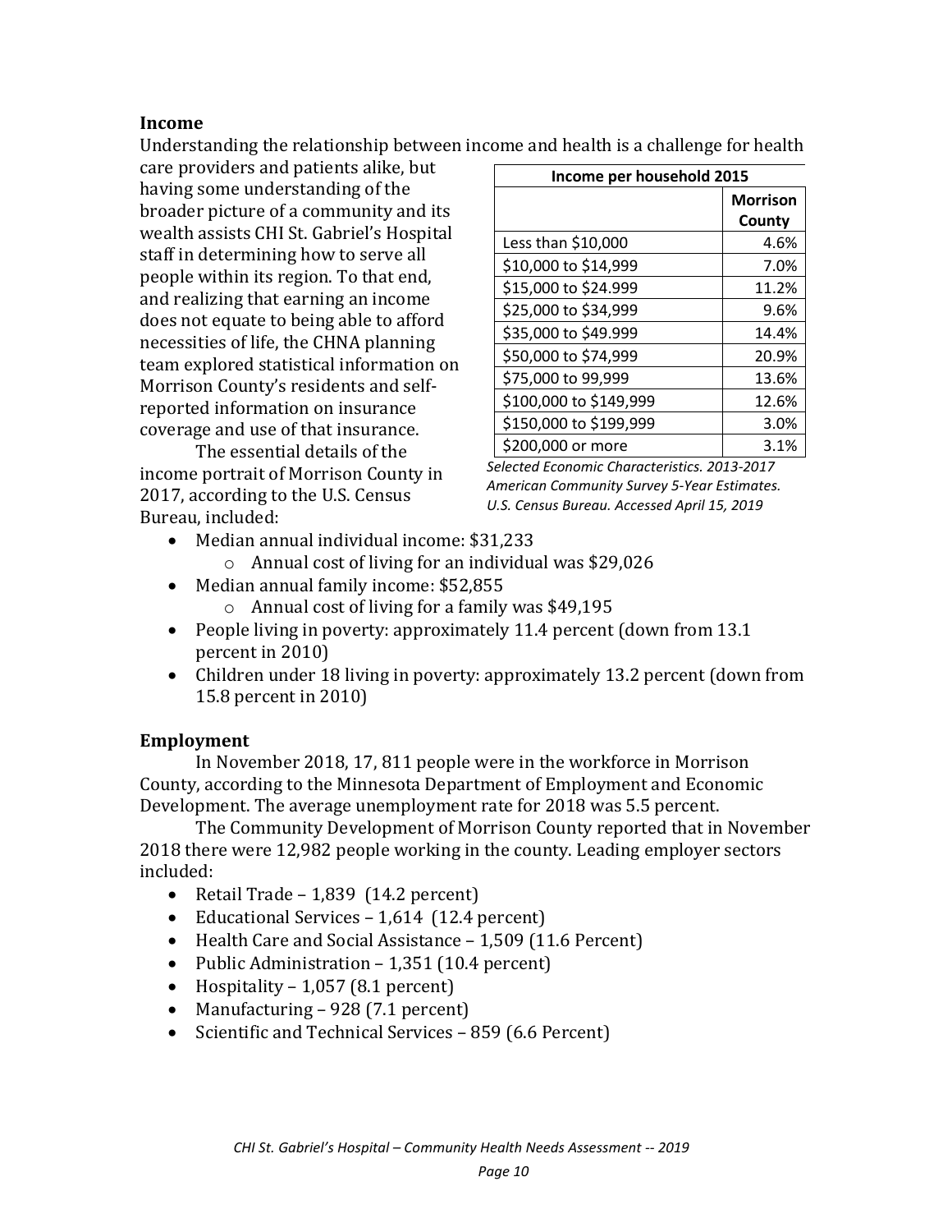### Income

Understanding the relationship between income and health is a challenge for health care providers and patients alike, but having some understanding of the broader picture of a community and its wealth assists CHI St. Gabriel's Hospital staff in determining how to serve all people within its region. To that end, and realizing that earning an income does not equate to being able to afford necessities of life, the CHNA planning team explored statistical information on Morrison County's residents and self-reported information on insurance coverage and use of that insurance.

| Income per household 2015 | |
|---|---|
| | **Morrison County** |
| Less than $10,000 | 4.6% |
| $10,000 to $14,999 | 7.0% |
| $15,000 to $24.999 | 11.2% |
| $25,000 to $34,999 | 9.6% |
| $35,000 to $49.999 | 14.4% |
| $50,000 to $74,999 | 20.9% |
| $75,000 to 99,999 | 13.6% |
| $100,000 to $149,999 | 12.6% |
| $150,000 to $199,999 | 3.0% |
| $200,000 or more | 3.1% |

*Selected Economic Characteristics. 2013-2017 American Community Survey 5-Year Estimates. U.S. Census Bureau. Accessed April 15, 2019*

The essential details of the income portrait of Morrison County in 2017, according to the U.S. Census Bureau, included:

- Median annual individual income: $31,233
  - Annual cost of living for an individual was $29,026
- Median annual family income: $52,855
  - Annual cost of living for a family was $49,195
- People living in poverty: approximately 11.4 percent (down from 13.1 percent in 2010)
- Children under 18 living in poverty: approximately 13.2 percent (down from 15.8 percent in 2010)

### Employment

In November 2018, 17, 811 people were in the workforce in Morrison County, according to the Minnesota Department of Employment and Economic Development. The average unemployment rate for 2018 was 5.5 percent.

The Community Development of Morrison County reported that in November 2018 there were 12,982 people working in the county. Leading employer sectors included:

- Retail Trade – 1,839 (14.2 percent)
- Educational Services – 1,614 (12.4 percent)
- Health Care and Social Assistance – 1,509 (11.6 Percent)
- Public Administration – 1,351 (10.4 percent)
- Hospitality – 1,057 (8.1 percent)
- Manufacturing – 928 (7.1 percent)
- Scientific and Technical Services – 859 (6.6 Percent)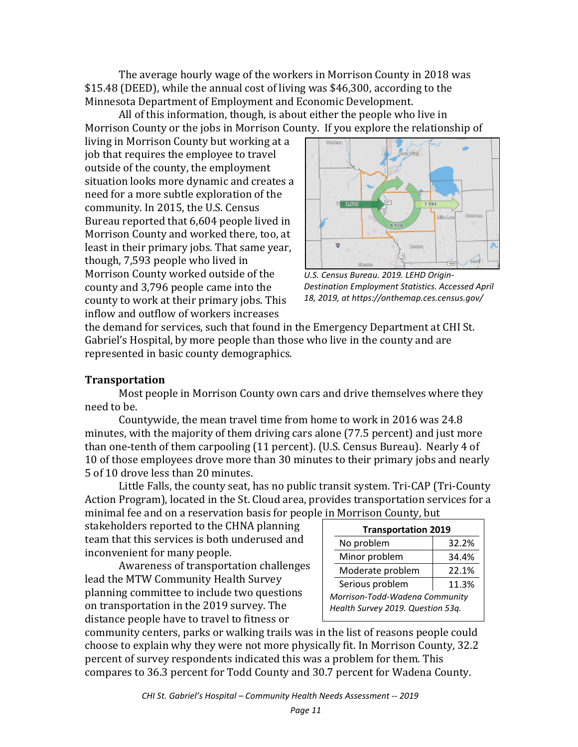The average hourly wage of the workers in Morrison County in 2018 was $15.48 (DEED), while the annual cost of living was $46,300, according to the Minnesota Department of Employment and Economic Development.

All of this information, though, is about either the people who live in Morrison County or the jobs in Morrison County. If you explore the relationship of living in Morrison County but working at a job that requires the employee to travel outside of the county, the employment situation looks more dynamic and creates a need for a more subtle exploration of the community. In 2015, the U.S. Census Bureau reported that 6,604 people lived in Morrison County and worked there, too, at least in their primary jobs. That same year, though, 7,593 people who lived in Morrison County worked outside of the county and 3,796 people came into the county to work at their primary jobs. This inflow and outflow of workers increases the demand for services, such that found in the Emergency Department at CHI St. Gabriel's Hospital, by more people than those who live in the county and are represented in basic county demographics.

*U.S. Census Bureau. 2019. LEHD Origin-Destination Employment Statistics. Accessed April 18, 2019, at https://onthemap.ces.census.gov/*

## Transportation

Most people in Morrison County own cars and drive themselves where they need to be.

Countywide, the mean travel time from home to work in 2016 was 24.8 minutes, with the majority of them driving cars alone (77.5 percent) and just more than one-tenth of them carpooling (11 percent). (U.S. Census Bureau). Nearly 4 of 10 of those employees drove more than 30 minutes to their primary jobs and nearly 5 of 10 drove less than 20 minutes.

Little Falls, the county seat, has no public transit system. Tri-CAP (Tri-County Action Program), located in the St. Cloud area, provides transportation services for a minimal fee and on a reservation basis for people in Morrison County, but stakeholders reported to the CHNA planning team that this services is both underused and inconvenient for many people.

Awareness of transportation challenges lead the MTW Community Health Survey planning committee to include two questions on transportation in the 2019 survey. The distance people have to travel to fitness or community centers, parks or walking trails was in the list of reasons people could choose to explain why they were not more physically fit. In Morrison County, 32.2 percent of survey respondents indicated this was a problem for them. This compares to 36.3 percent for Todd County and 30.7 percent for Wadena County.

| Transportation 2019 | |
|---|---|
| No problem | 32.2% |
| Minor problem | 34.4% |
| Moderate problem | 22.1% |
| Serious problem | 11.3% |

*Morrison-Todd-Wadena Community Health Survey 2019. Question 53q.*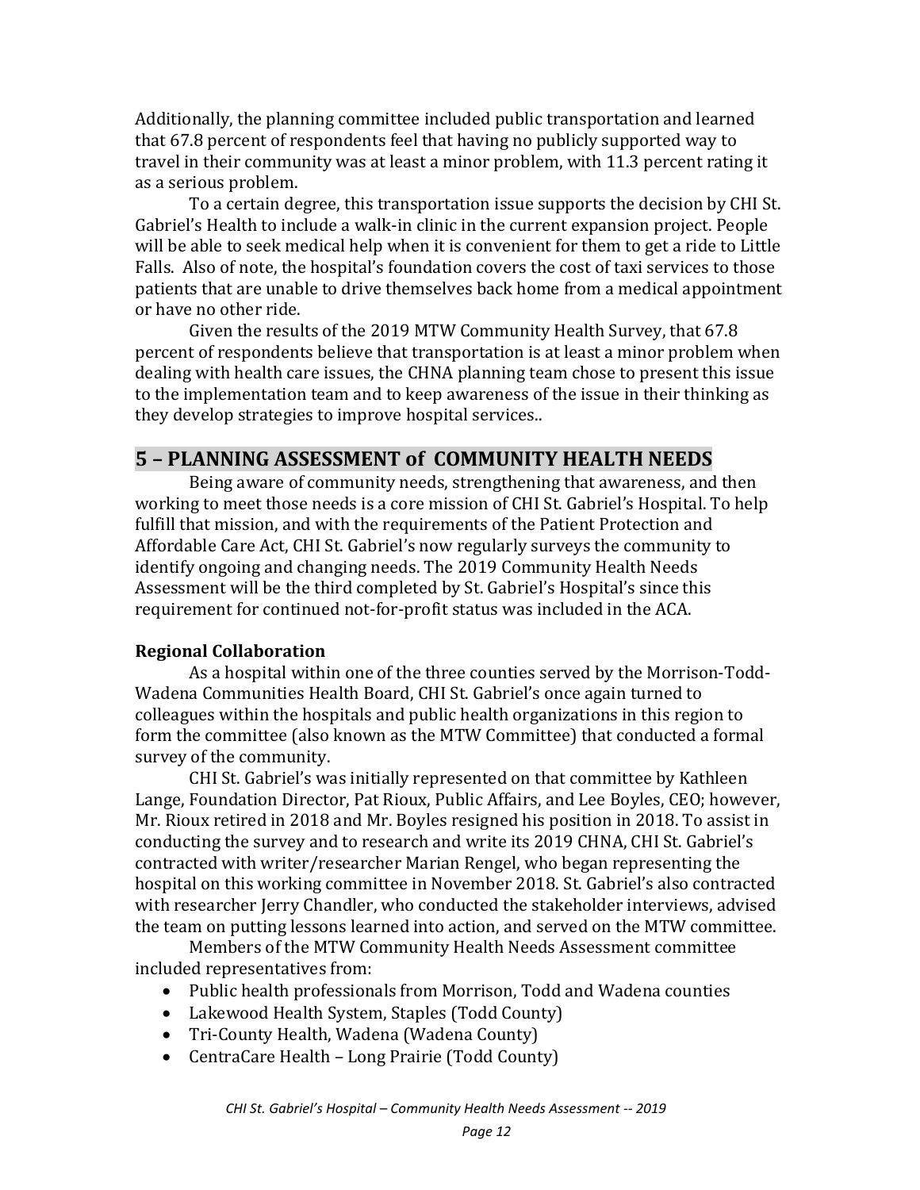Additionally, the planning committee included public transportation and learned that 67.8 percent of respondents feel that having no publicly supported way to travel in their community was at least a minor problem, with 11.3 percent rating it as a serious problem.

To a certain degree, this transportation issue supports the decision by CHI St. Gabriel's Health to include a walk-in clinic in the current expansion project. People will be able to seek medical help when it is convenient for them to get a ride to Little Falls. Also of note, the hospital's foundation covers the cost of taxi services to those patients that are unable to drive themselves back home from a medical appointment or have no other ride.

Given the results of the 2019 MTW Community Health Survey, that 67.8 percent of respondents believe that transportation is at least a minor problem when dealing with health care issues, the CHNA planning team chose to present this issue to the implementation team and to keep awareness of the issue in their thinking as they develop strategies to improve hospital services..

## 5 – PLANNING ASSESSMENT of COMMUNITY HEALTH NEEDS

Being aware of community needs, strengthening that awareness, and then working to meet those needs is a core mission of CHI St. Gabriel's Hospital. To help fulfill that mission, and with the requirements of the Patient Protection and Affordable Care Act, CHI St. Gabriel's now regularly surveys the community to identify ongoing and changing needs. The 2019 Community Health Needs Assessment will be the third completed by St. Gabriel's Hospital's since this requirement for continued not-for-profit status was included in the ACA.

### Regional Collaboration

As a hospital within one of the three counties served by the Morrison-Todd-Wadena Communities Health Board, CHI St. Gabriel's once again turned to colleagues within the hospitals and public health organizations in this region to form the committee (also known as the MTW Committee) that conducted a formal survey of the community.

CHI St. Gabriel's was initially represented on that committee by Kathleen Lange, Foundation Director, Pat Rioux, Public Affairs, and Lee Boyles, CEO; however, Mr. Rioux retired in 2018 and Mr. Boyles resigned his position in 2018. To assist in conducting the survey and to research and write its 2019 CHNA, CHI St. Gabriel's contracted with writer/researcher Marian Rengel, who began representing the hospital on this working committee in November 2018. St. Gabriel's also contracted with researcher Jerry Chandler, who conducted the stakeholder interviews, advised the team on putting lessons learned into action, and served on the MTW committee.

Members of the MTW Community Health Needs Assessment committee included representatives from:

- Public health professionals from Morrison, Todd and Wadena counties
- Lakewood Health System, Staples (Todd County)
- Tri-County Health, Wadena (Wadena County)
- CentraCare Health – Long Prairie (Todd County)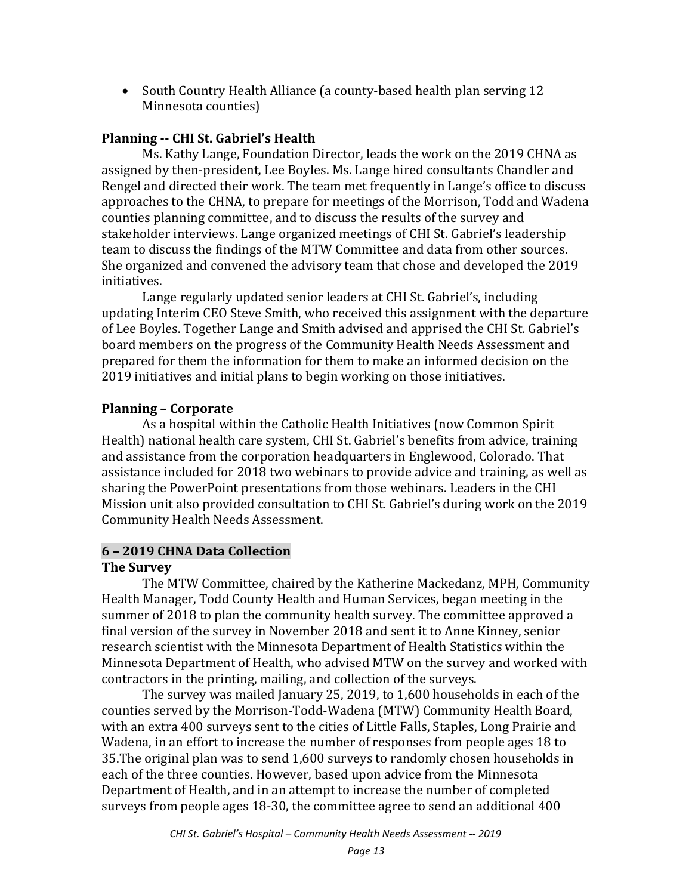- South Country Health Alliance (a county-based health plan serving 12 Minnesota counties)

**Planning -- CHI St. Gabriel's Health**

Ms. Kathy Lange, Foundation Director, leads the work on the 2019 CHNA as assigned by then-president, Lee Boyles. Ms. Lange hired consultants Chandler and Rengel and directed their work. The team met frequently in Lange's office to discuss approaches to the CHNA, to prepare for meetings of the Morrison, Todd and Wadena counties planning committee, and to discuss the results of the survey and stakeholder interviews. Lange organized meetings of CHI St. Gabriel's leadership team to discuss the findings of the MTW Committee and data from other sources. She organized and convened the advisory team that chose and developed the 2019 initiatives.

Lange regularly updated senior leaders at CHI St. Gabriel's, including updating Interim CEO Steve Smith, who received this assignment with the departure of Lee Boyles. Together Lange and Smith advised and apprised the CHI St. Gabriel's board members on the progress of the Community Health Needs Assessment and prepared for them the information for them to make an informed decision on the 2019 initiatives and initial plans to begin working on those initiatives.

**Planning – Corporate**

As a hospital within the Catholic Health Initiatives (now Common Spirit Health) national health care system, CHI St. Gabriel's benefits from advice, training and assistance from the corporation headquarters in Englewood, Colorado. That assistance included for 2018 two webinars to provide advice and training, as well as sharing the PowerPoint presentations from those webinars. Leaders in the CHI Mission unit also provided consultation to CHI St. Gabriel's during work on the 2019 Community Health Needs Assessment.

## 6 – 2019 CHNA Data Collection

**The Survey**

The MTW Committee, chaired by the Katherine Mackedanz, MPH, Community Health Manager, Todd County Health and Human Services, began meeting in the summer of 2018 to plan the community health survey. The committee approved a final version of the survey in November 2018 and sent it to Anne Kinney, senior research scientist with the Minnesota Department of Health Statistics within the Minnesota Department of Health, who advised MTW on the survey and worked with contractors in the printing, mailing, and collection of the surveys.

The survey was mailed January 25, 2019, to 1,600 households in each of the counties served by the Morrison-Todd-Wadena (MTW) Community Health Board, with an extra 400 surveys sent to the cities of Little Falls, Staples, Long Prairie and Wadena, in an effort to increase the number of responses from people ages 18 to 35.The original plan was to send 1,600 surveys to randomly chosen households in each of the three counties. However, based upon advice from the Minnesota Department of Health, and in an attempt to increase the number of completed surveys from people ages 18-30, the committee agree to send an additional 400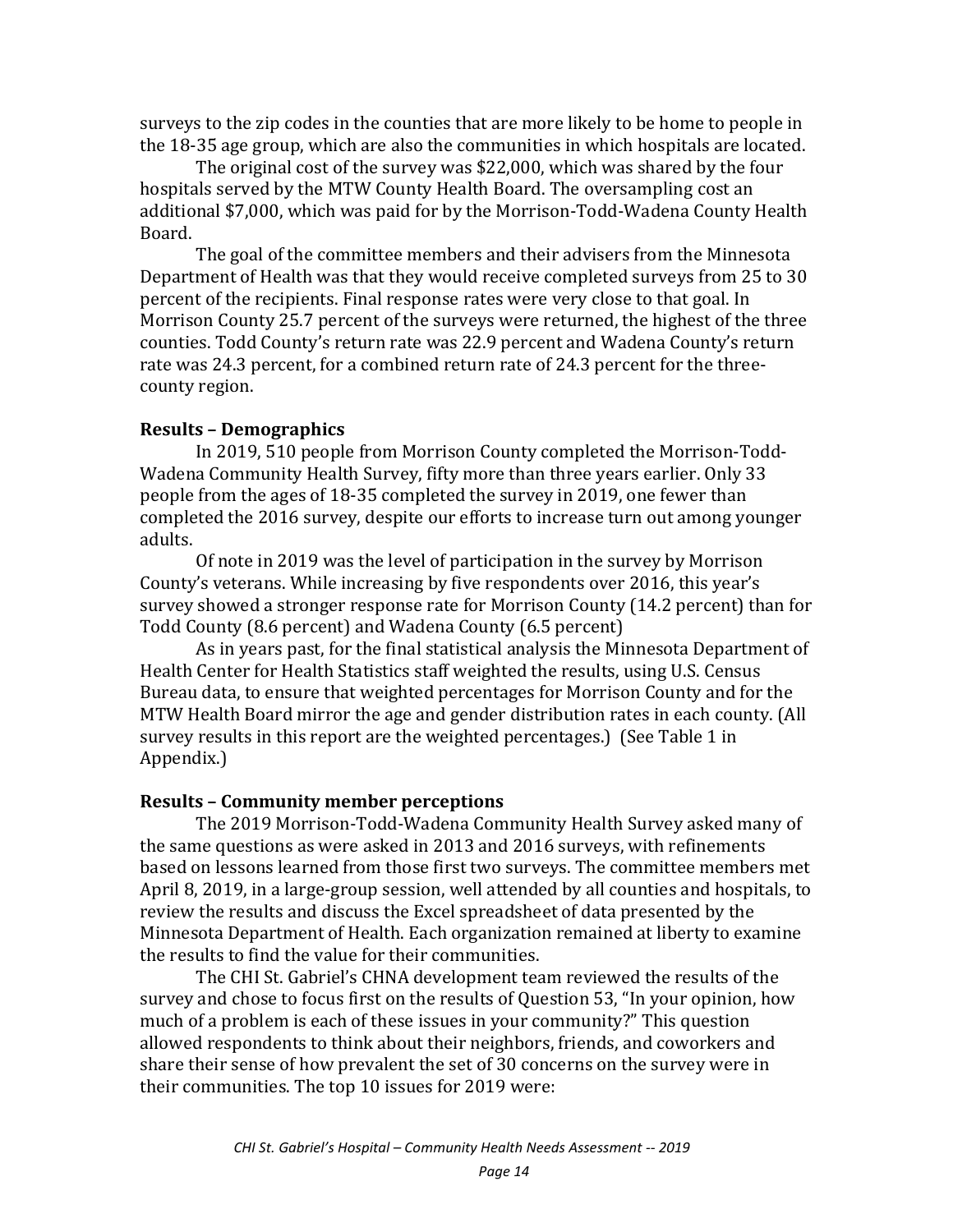surveys to the zip codes in the counties that are more likely to be home to people in the 18-35 age group, which are also the communities in which hospitals are located.

The original cost of the survey was $22,000, which was shared by the four hospitals served by the MTW County Health Board. The oversampling cost an additional $7,000, which was paid for by the Morrison-Todd-Wadena County Health Board.

The goal of the committee members and their advisers from the Minnesota Department of Health was that they would receive completed surveys from 25 to 30 percent of the recipients. Final response rates were very close to that goal. In Morrison County 25.7 percent of the surveys were returned, the highest of the three counties. Todd County's return rate was 22.9 percent and Wadena County's return rate was 24.3 percent, for a combined return rate of 24.3 percent for the three-county region.

**Results – Demographics**

In 2019, 510 people from Morrison County completed the Morrison-Todd-Wadena Community Health Survey, fifty more than three years earlier. Only 33 people from the ages of 18-35 completed the survey in 2019, one fewer than completed the 2016 survey, despite our efforts to increase turn out among younger adults.

Of note in 2019 was the level of participation in the survey by Morrison County's veterans. While increasing by five respondents over 2016, this year's survey showed a stronger response rate for Morrison County (14.2 percent) than for Todd County (8.6 percent) and Wadena County (6.5 percent)

As in years past, for the final statistical analysis the Minnesota Department of Health Center for Health Statistics staff weighted the results, using U.S. Census Bureau data, to ensure that weighted percentages for Morrison County and for the MTW Health Board mirror the age and gender distribution rates in each county. (All survey results in this report are the weighted percentages.) (See Table 1 in Appendix.)

**Results – Community member perceptions**

The 2019 Morrison-Todd-Wadena Community Health Survey asked many of the same questions as were asked in 2013 and 2016 surveys, with refinements based on lessons learned from those first two surveys. The committee members met April 8, 2019, in a large-group session, well attended by all counties and hospitals, to review the results and discuss the Excel spreadsheet of data presented by the Minnesota Department of Health. Each organization remained at liberty to examine the results to find the value for their communities.

The CHI St. Gabriel's CHNA development team reviewed the results of the survey and chose to focus first on the results of Question 53, "In your opinion, how much of a problem is each of these issues in your community?" This question allowed respondents to think about their neighbors, friends, and coworkers and share their sense of how prevalent the set of 30 concerns on the survey were in their communities. The top 10 issues for 2019 were: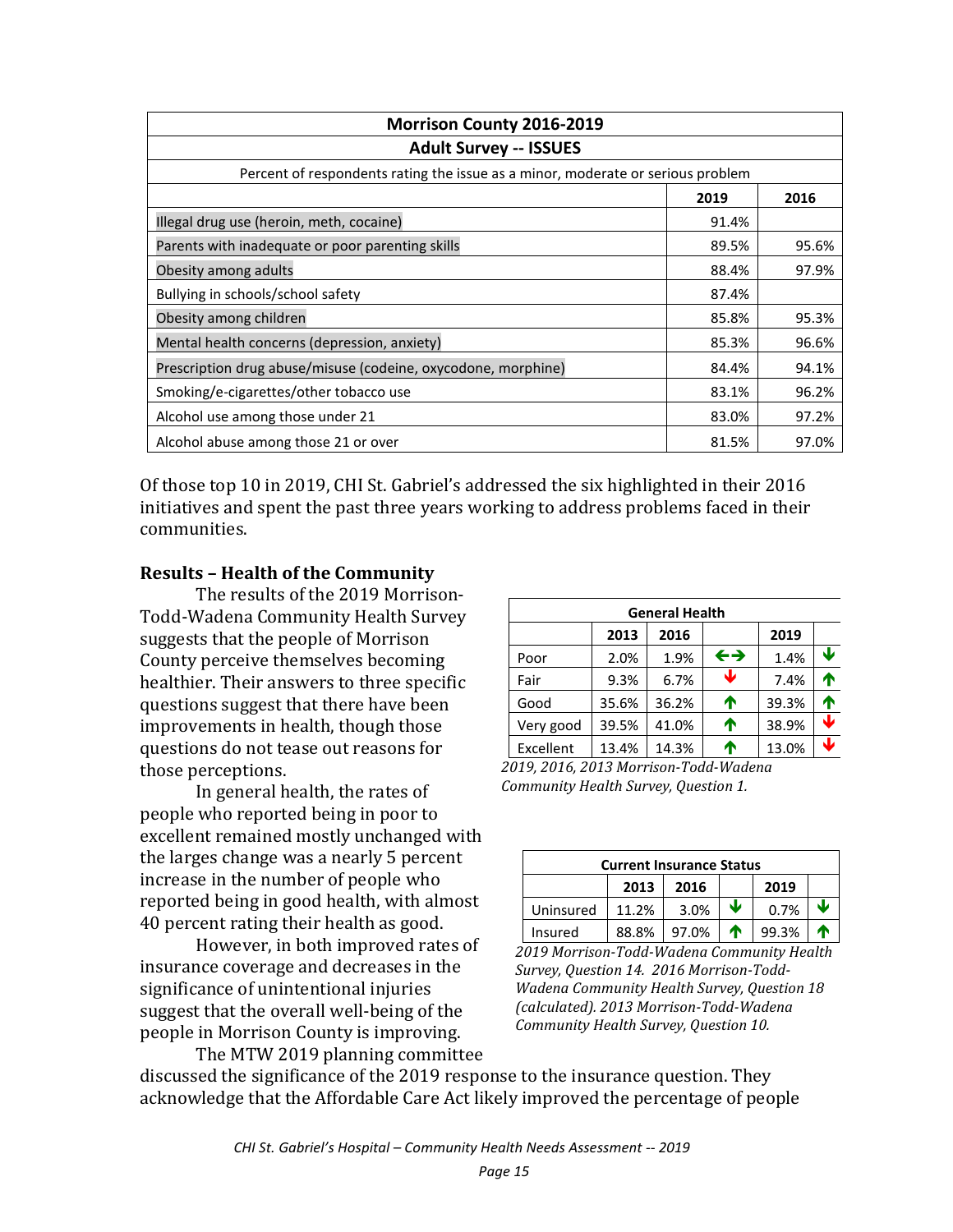| Morrison County 2016-2019 | | |
|---|---|---|
| **Adult Survey -- ISSUES** | | |
| Percent of respondents rating the issue as a minor, moderate or serious problem | | |
| | **2019** | **2016** |
| Illegal drug use (heroin, meth, cocaine) | 91.4% | |
| Parents with inadequate or poor parenting skills | 89.5% | 95.6% |
| Obesity among adults | 88.4% | 97.9% |
| Bullying in schools/school safety | 87.4% | |
| Obesity among children | 85.8% | 95.3% |
| Mental health concerns (depression, anxiety) | 85.3% | 96.6% |
| Prescription drug abuse/misuse (codeine, oxycodone, morphine) | 84.4% | 94.1% |
| Smoking/e-cigarettes/other tobacco use | 83.1% | 96.2% |
| Alcohol use among those under 21 | 83.0% | 97.2% |
| Alcohol abuse among those 21 or over | 81.5% | 97.0% |

Of those top 10 in 2019, CHI St. Gabriel's addressed the six highlighted in their 2016 initiatives and spent the past three years working to address problems faced in their communities.

### Results – Health of the Community

The results of the 2019 Morrison-Todd-Wadena Community Health Survey suggests that the people of Morrison County perceive themselves becoming healthier. Their answers to three specific questions suggest that there have been improvements in health, though those questions do not tease out reasons for those perceptions.

In general health, the rates of people who reported being in poor to excellent remained mostly unchanged with the larges change was a nearly 5 percent increase in the number of people who reported being in good health, with almost 40 percent rating their health as good.

| General Health | | | | | |
|---|---|---|---|---|---|
| | **2013** | **2016** | | **2019** | |
| Poor | 2.0% | 1.9% | ←→ | 1.4% | ↓ |
| Fair | 9.3% | 6.7% | ↓ | 7.4% | ↑ |
| Good | 35.6% | 36.2% | ↑ | 39.3% | ↑ |
| Very good | 39.5% | 41.0% | ↑ | 38.9% | ↓ |
| Excellent | 13.4% | 14.3% | ↑ | 13.0% | ↓ |

*2019, 2016, 2013 Morrison-Todd-Wadena Community Health Survey, Question 1.*

However, in both improved rates of insurance coverage and decreases in the significance of unintentional injuries suggest that the overall well-being of the people in Morrison County is improving.

| Current Insurance Status | | | | | |
|---|---|---|---|---|---|
| | **2013** | **2016** | | **2019** | |
| Uninsured | 11.2% | 3.0% | ↓ | 0.7% | ↓ |
| Insured | 88.8% | 97.0% | ↑ | 99.3% | ↑ |

*2019 Morrison-Todd-Wadena Community Health Survey, Question 14. 2016 Morrison-Todd-Wadena Community Health Survey, Question 18 (calculated). 2013 Morrison-Todd-Wadena Community Health Survey, Question 10.*

The MTW 2019 planning committee discussed the significance of the 2019 response to the insurance question. They acknowledge that the Affordable Care Act likely improved the percentage of people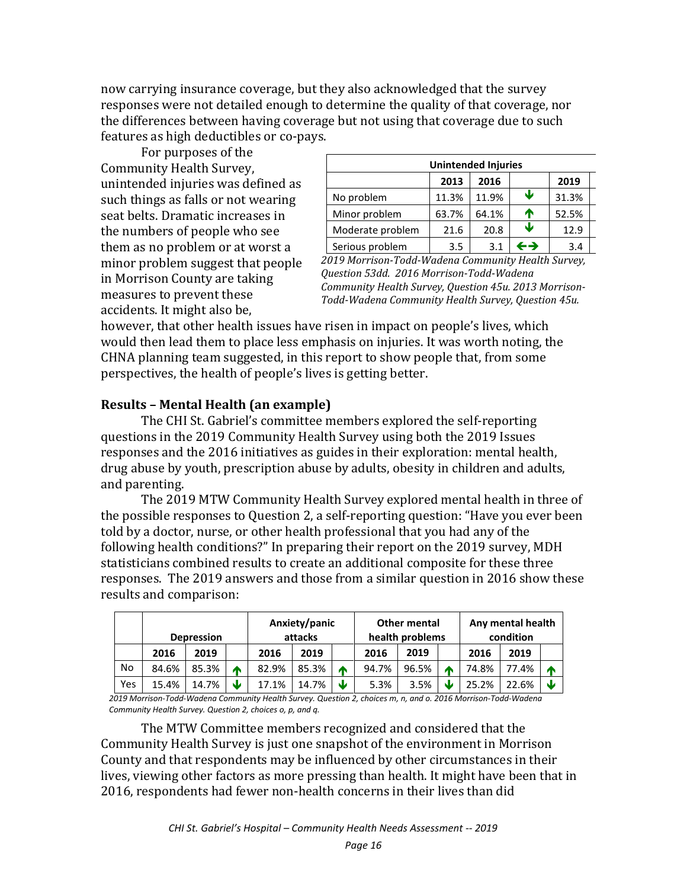now carrying insurance coverage, but they also acknowledged that the survey responses were not detailed enough to determine the quality of that coverage, nor the differences between having coverage but not using that coverage due to such features as high deductibles or co-pays.

For purposes of the Community Health Survey, unintended injuries was defined as such things as falls or not wearing seat belts. Dramatic increases in the numbers of people who see them as no problem or at worst a minor problem suggest that people in Morrison County are taking measures to prevent these accidents. It might also be, however, that other health issues have risen in impact on people's lives, which would then lead them to place less emphasis on injuries. It was worth noting, the CHNA planning team suggested, in this report to show people that, from some perspectives, the health of people's lives is getting better.

| Unintended Injuries | | | | |
|---|---|---|---|---|
| | 2013 | 2016 | | 2019 |
| No problem | 11.3% | 11.9% | ↓ | 31.3% |
| Minor problem | 63.7% | 64.1% | ↑ | 52.5% |
| Moderate problem | 21.6 | 20.8 | ↓ | 12.9 |
| Serious problem | 3.5 | 3.1 | ←→ | 3.4 |

*2019 Morrison-Todd-Wadena Community Health Survey, Question 53dd. 2016 Morrison-Todd-Wadena Community Health Survey, Question 45u. 2013 Morrison-Todd-Wadena Community Health Survey, Question 45u.*

## Results – Mental Health (an example)

The CHI St. Gabriel's committee members explored the self-reporting questions in the 2019 Community Health Survey using both the 2019 Issues responses and the 2016 initiatives as guides in their exploration: mental health, drug abuse by youth, prescription abuse by adults, obesity in children and adults, and parenting.

The 2019 MTW Community Health Survey explored mental health in three of the possible responses to Question 2, a self-reporting question: "Have you ever been told by a doctor, nurse, or other health professional that you had any of the following health conditions?" In preparing their report on the 2019 survey, MDH statisticians combined results to create an additional composite for these three responses. The 2019 answers and those from a similar question in 2016 show these results and comparison:

| | Depression | | | Anxiety/panic attacks | | | Other mental health problems | | | Any mental health condition | | |
|---|---|---|---|---|---|---|---|---|---|---|---|---|
| | 2016 | 2019 | | 2016 | 2019 | | 2016 | 2019 | | 2016 | 2019 | |
| No | 84.6% | 85.3% | ↑ | 82.9% | 85.3% | ↑ | 94.7% | 96.5% | ↑ | 74.8% | 77.4% | ↑ |
| Yes | 15.4% | 14.7% | ↓ | 17.1% | 14.7% | ↓ | 5.3% | 3.5% | ↓ | 25.2% | 22.6% | ↓ |

*2019 Morrison-Todd-Wadena Community Health Survey. Question 2, choices m, n, and o. 2016 Morrison-Todd-Wadena Community Health Survey. Question 2, choices o, p, and q.*

The MTW Committee members recognized and considered that the Community Health Survey is just one snapshot of the environment in Morrison County and that respondents may be influenced by other circumstances in their lives, viewing other factors as more pressing than health. It might have been that in 2016, respondents had fewer non-health concerns in their lives than did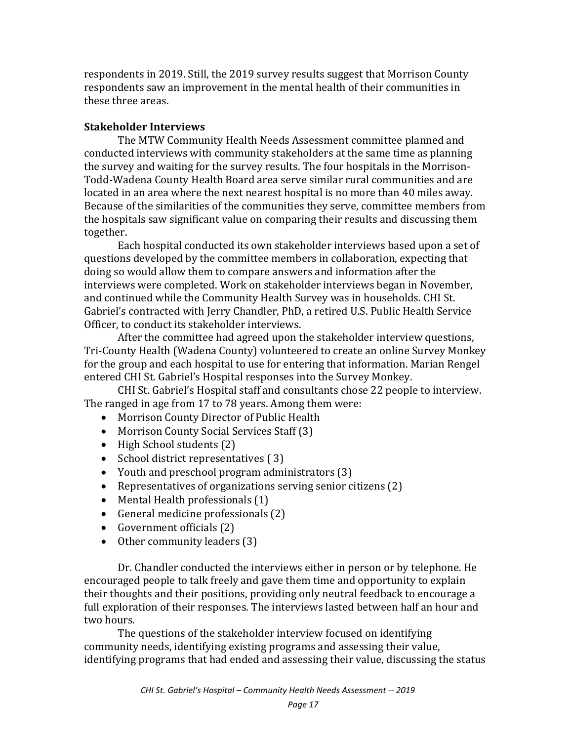respondents in 2019. Still, the 2019 survey results suggest that Morrison County respondents saw an improvement in the mental health of their communities in these three areas.

**Stakeholder Interviews**

The MTW Community Health Needs Assessment committee planned and conducted interviews with community stakeholders at the same time as planning the survey and waiting for the survey results. The four hospitals in the Morrison-Todd-Wadena County Health Board area serve similar rural communities and are located in an area where the next nearest hospital is no more than 40 miles away. Because of the similarities of the communities they serve, committee members from the hospitals saw significant value on comparing their results and discussing them together.

Each hospital conducted its own stakeholder interviews based upon a set of questions developed by the committee members in collaboration, expecting that doing so would allow them to compare answers and information after the interviews were completed. Work on stakeholder interviews began in November, and continued while the Community Health Survey was in households. CHI St. Gabriel's contracted with Jerry Chandler, PhD, a retired U.S. Public Health Service Officer, to conduct its stakeholder interviews.

After the committee had agreed upon the stakeholder interview questions, Tri-County Health (Wadena County) volunteered to create an online Survey Monkey for the group and each hospital to use for entering that information. Marian Rengel entered CHI St. Gabriel's Hospital responses into the Survey Monkey.

CHI St. Gabriel's Hospital staff and consultants chose 22 people to interview. The ranged in age from 17 to 78 years. Among them were:

- Morrison County Director of Public Health
- Morrison County Social Services Staff (3)
- High School students (2)
- School district representatives ( 3)
- Youth and preschool program administrators (3)
- Representatives of organizations serving senior citizens (2)
- Mental Health professionals (1)
- General medicine professionals (2)
- Government officials (2)
- Other community leaders (3)

Dr. Chandler conducted the interviews either in person or by telephone. He encouraged people to talk freely and gave them time and opportunity to explain their thoughts and their positions, providing only neutral feedback to encourage a full exploration of their responses. The interviews lasted between half an hour and two hours.

The questions of the stakeholder interview focused on identifying community needs, identifying existing programs and assessing their value, identifying programs that had ended and assessing their value, discussing the status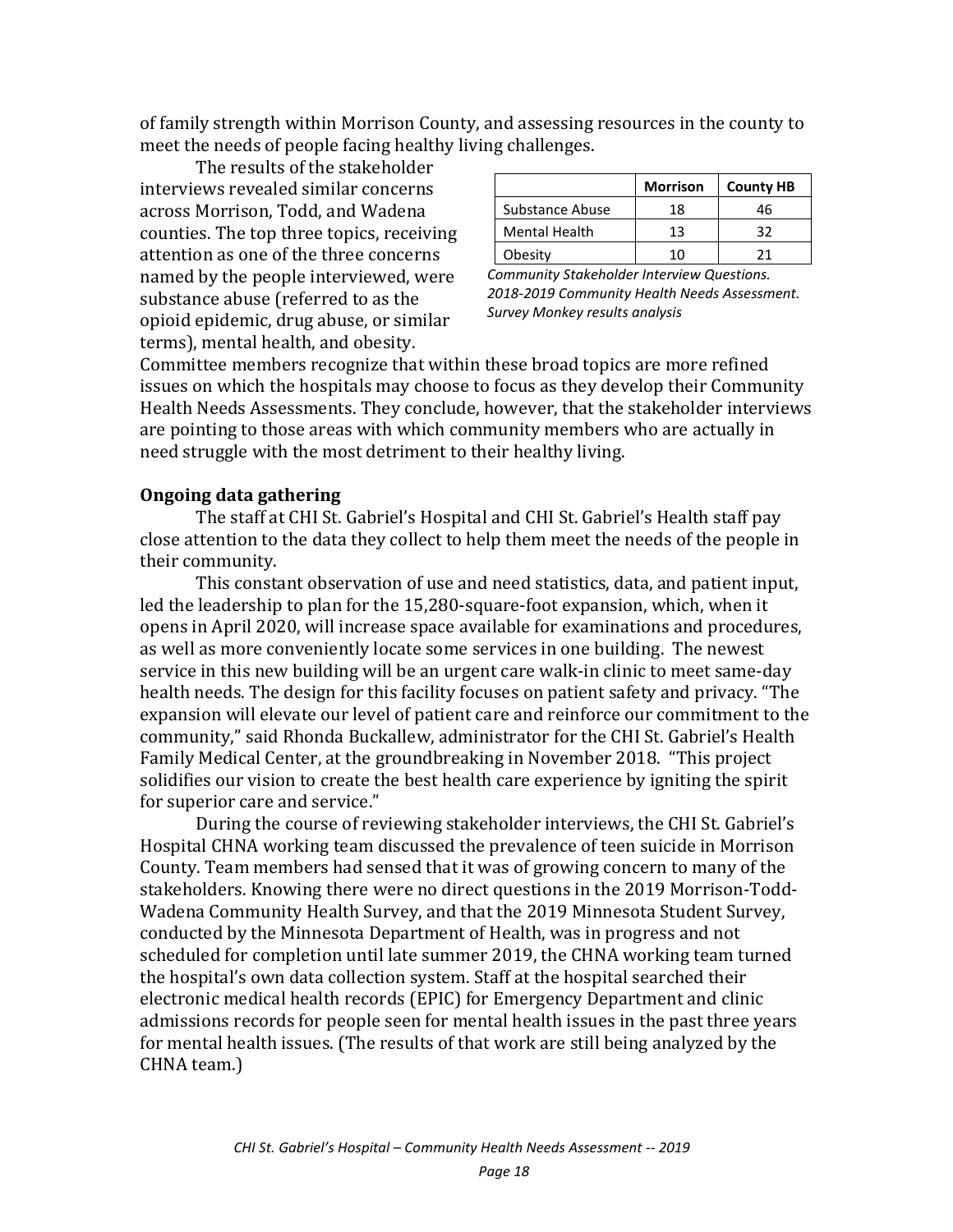of family strength within Morrison County, and assessing resources in the county to meet the needs of people facing healthy living challenges.

The results of the stakeholder interviews revealed similar concerns across Morrison, Todd, and Wadena counties. The top three topics, receiving attention as one of the three concerns named by the people interviewed, were substance abuse (referred to as the opioid epidemic, drug abuse, or similar terms), mental health, and obesity.

| | Morrison | County HB |
|---|---|---|
| Substance Abuse | 18 | 46 |
| Mental Health | 13 | 32 |
| Obesity | 10 | 21 |

*Community Stakeholder Interview Questions. 2018-2019 Community Health Needs Assessment. Survey Monkey results analysis*

Committee members recognize that within these broad topics are more refined issues on which the hospitals may choose to focus as they develop their Community Health Needs Assessments. They conclude, however, that the stakeholder interviews are pointing to those areas with which community members who are actually in need struggle with the most detriment to their healthy living.

**Ongoing data gathering**

The staff at CHI St. Gabriel's Hospital and CHI St. Gabriel's Health staff pay close attention to the data they collect to help them meet the needs of the people in their community.

This constant observation of use and need statistics, data, and patient input, led the leadership to plan for the 15,280-square-foot expansion, which, when it opens in April 2020, will increase space available for examinations and procedures, as well as more conveniently locate some services in one building. The newest service in this new building will be an urgent care walk-in clinic to meet same-day health needs. The design for this facility focuses on patient safety and privacy. "The expansion will elevate our level of patient care and reinforce our commitment to the community," said Rhonda Buckallew, administrator for the CHI St. Gabriel's Health Family Medical Center, at the groundbreaking in November 2018. "This project solidifies our vision to create the best health care experience by igniting the spirit for superior care and service."

During the course of reviewing stakeholder interviews, the CHI St. Gabriel's Hospital CHNA working team discussed the prevalence of teen suicide in Morrison County. Team members had sensed that it was of growing concern to many of the stakeholders. Knowing there were no direct questions in the 2019 Morrison-Todd-Wadena Community Health Survey, and that the 2019 Minnesota Student Survey, conducted by the Minnesota Department of Health, was in progress and not scheduled for completion until late summer 2019, the CHNA working team turned the hospital's own data collection system. Staff at the hospital searched their electronic medical health records (EPIC) for Emergency Department and clinic admissions records for people seen for mental health issues in the past three years for mental health issues. (The results of that work are still being analyzed by the CHNA team.)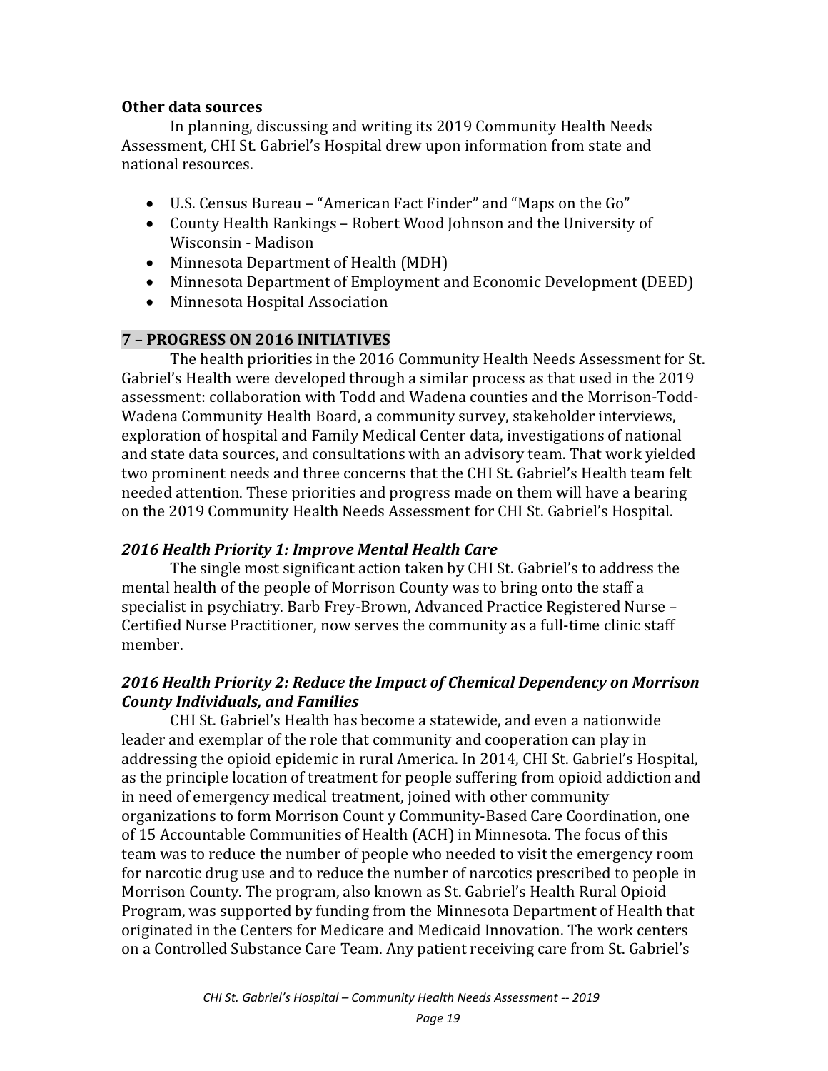**Other data sources**

In planning, discussing and writing its 2019 Community Health Needs Assessment, CHI St. Gabriel's Hospital drew upon information from state and national resources.

- U.S. Census Bureau – "American Fact Finder" and "Maps on the Go"
- County Health Rankings – Robert Wood Johnson and the University of Wisconsin - Madison
- Minnesota Department of Health (MDH)
- Minnesota Department of Employment and Economic Development (DEED)
- Minnesota Hospital Association

## 7 – PROGRESS ON 2016 INITIATIVES

The health priorities in the 2016 Community Health Needs Assessment for St. Gabriel's Health were developed through a similar process as that used in the 2019 assessment: collaboration with Todd and Wadena counties and the Morrison-Todd-Wadena Community Health Board, a community survey, stakeholder interviews, exploration of hospital and Family Medical Center data, investigations of national and state data sources, and consultations with an advisory team. That work yielded two prominent needs and three concerns that the CHI St. Gabriel's Health team felt needed attention. These priorities and progress made on them will have a bearing on the 2019 Community Health Needs Assessment for CHI St. Gabriel's Hospital.

### *2016 Health Priority 1: Improve Mental Health Care*

The single most significant action taken by CHI St. Gabriel's to address the mental health of the people of Morrison County was to bring onto the staff a specialist in psychiatry. Barb Frey-Brown, Advanced Practice Registered Nurse – Certified Nurse Practitioner, now serves the community as a full-time clinic staff member.

### *2016 Health Priority 2: Reduce the Impact of Chemical Dependency on Morrison County Individuals, and Families*

CHI St. Gabriel's Health has become a statewide, and even a nationwide leader and exemplar of the role that community and cooperation can play in addressing the opioid epidemic in rural America. In 2014, CHI St. Gabriel's Hospital, as the principle location of treatment for people suffering from opioid addiction and in need of emergency medical treatment, joined with other community organizations to form Morrison Count y Community-Based Care Coordination, one of 15 Accountable Communities of Health (ACH) in Minnesota. The focus of this team was to reduce the number of people who needed to visit the emergency room for narcotic drug use and to reduce the number of narcotics prescribed to people in Morrison County. The program, also known as St. Gabriel's Health Rural Opioid Program, was supported by funding from the Minnesota Department of Health that originated in the Centers for Medicare and Medicaid Innovation. The work centers on a Controlled Substance Care Team. Any patient receiving care from St. Gabriel's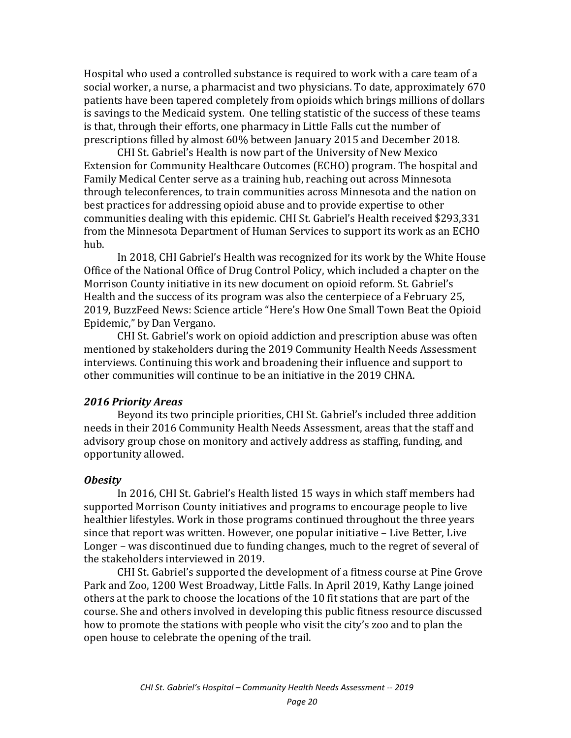Hospital who used a controlled substance is required to work with a care team of a social worker, a nurse, a pharmacist and two physicians. To date, approximately 670 patients have been tapered completely from opioids which brings millions of dollars is savings to the Medicaid system. One telling statistic of the success of these teams is that, through their efforts, one pharmacy in Little Falls cut the number of prescriptions filled by almost 60% between January 2015 and December 2018.

CHI St. Gabriel's Health is now part of the University of New Mexico Extension for Community Healthcare Outcomes (ECHO) program. The hospital and Family Medical Center serve as a training hub, reaching out across Minnesota through teleconferences, to train communities across Minnesota and the nation on best practices for addressing opioid abuse and to provide expertise to other communities dealing with this epidemic. CHI St. Gabriel's Health received $293,331 from the Minnesota Department of Human Services to support its work as an ECHO hub.

In 2018, CHI Gabriel's Health was recognized for its work by the White House Office of the National Office of Drug Control Policy, which included a chapter on the Morrison County initiative in its new document on opioid reform. St. Gabriel's Health and the success of its program was also the centerpiece of a February 25, 2019, BuzzFeed News: Science article "Here's How One Small Town Beat the Opioid Epidemic," by Dan Vergano.

CHI St. Gabriel's work on opioid addiction and prescription abuse was often mentioned by stakeholders during the 2019 Community Health Needs Assessment interviews. Continuing this work and broadening their influence and support to other communities will continue to be an initiative in the 2019 CHNA.

### *2016 Priority Areas*

Beyond its two principle priorities, CHI St. Gabriel's included three addition needs in their 2016 Community Health Needs Assessment, areas that the staff and advisory group chose on monitory and actively address as staffing, funding, and opportunity allowed.

### *Obesity*

In 2016, CHI St. Gabriel's Health listed 15 ways in which staff members had supported Morrison County initiatives and programs to encourage people to live healthier lifestyles. Work in those programs continued throughout the three years since that report was written. However, one popular initiative – Live Better, Live Longer – was discontinued due to funding changes, much to the regret of several of the stakeholders interviewed in 2019.

CHI St. Gabriel's supported the development of a fitness course at Pine Grove Park and Zoo, 1200 West Broadway, Little Falls. In April 2019, Kathy Lange joined others at the park to choose the locations of the 10 fit stations that are part of the course. She and others involved in developing this public fitness resource discussed how to promote the stations with people who visit the city's zoo and to plan the open house to celebrate the opening of the trail.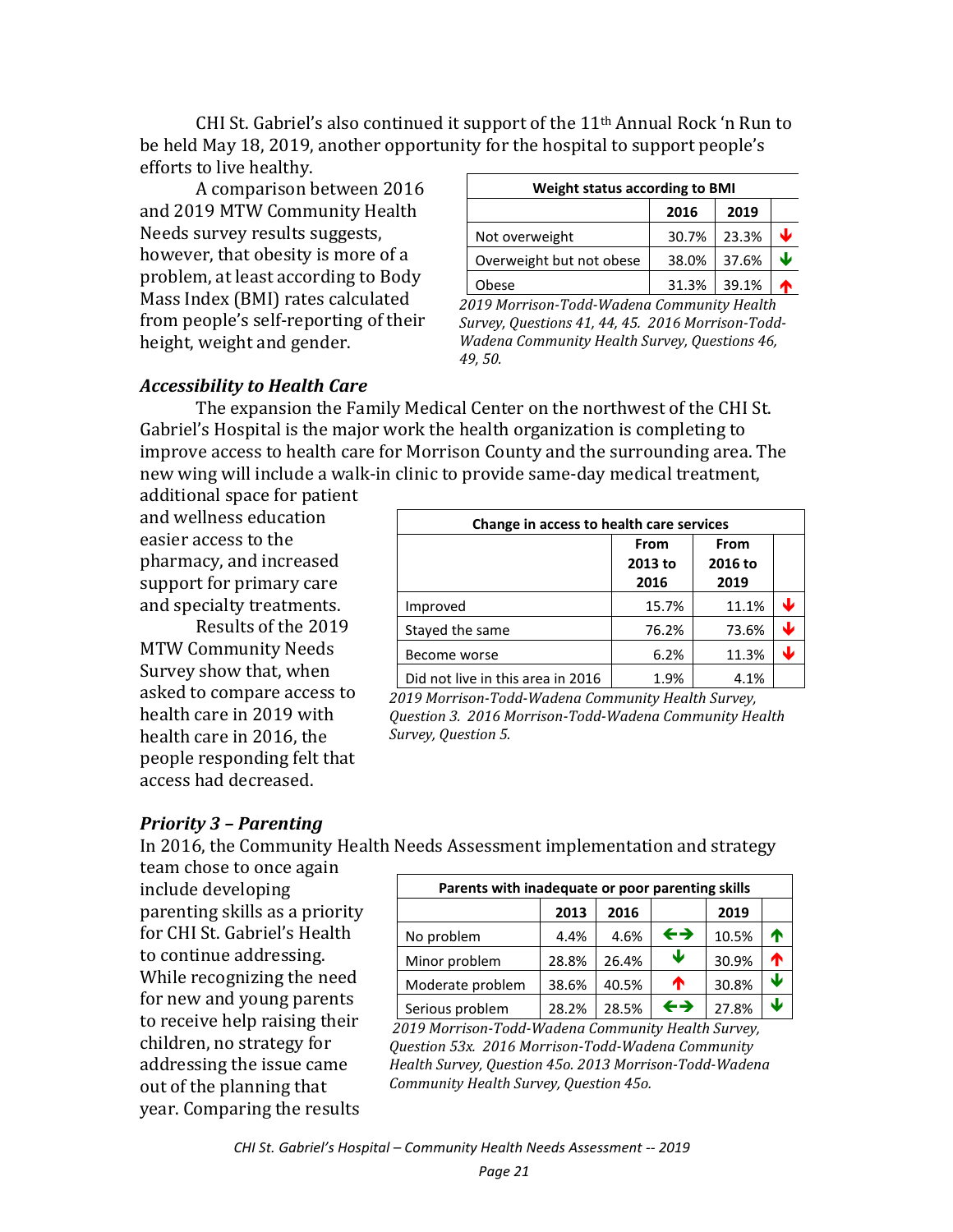CHI St. Gabriel's also continued it support of the 11th Annual Rock 'n Run to be held May 18, 2019, another opportunity for the hospital to support people's efforts to live healthy.

A comparison between 2016 and 2019 MTW Community Health Needs survey results suggests, however, that obesity is more of a problem, at least according to Body Mass Index (BMI) rates calculated from people's self-reporting of their height, weight and gender.

| Weight status according to BMI | | | |
|---|---|---|---|
| | 2016 | 2019 | |
| Not overweight | 30.7% | 23.3% | ↓ |
| Overweight but not obese | 38.0% | 37.6% | ↓ |
| Obese | 31.3% | 39.1% | ↑ |

*2019 Morrison-Todd-Wadena Community Health Survey, Questions 41, 44, 45. 2016 Morrison-Todd-Wadena Community Health Survey, Questions 46, 49, 50.*

### *Accessibility to Health Care*

The expansion the Family Medical Center on the northwest of the CHI St. Gabriel's Hospital is the major work the health organization is completing to improve access to health care for Morrison County and the surrounding area. The new wing will include a walk-in clinic to provide same-day medical treatment, additional space for patient and wellness education easier access to the pharmacy, and increased support for primary care and specialty treatments.

Results of the 2019 MTW Community Needs Survey show that, when asked to compare access to health care in 2019 with health care in 2016, the people responding felt that access had decreased.

| Change in access to health care services | | | |
|---|---|---|---|
| | From 2013 to 2016 | From 2016 to 2019 | |
| Improved | 15.7% | 11.1% | ↓ |
| Stayed the same | 76.2% | 73.6% | ↓ |
| Become worse | 6.2% | 11.3% | ↓ |
| Did not live in this area in 2016 | 1.9% | 4.1% | |

*2019 Morrison-Todd-Wadena Community Health Survey, Question 3. 2016 Morrison-Todd-Wadena Community Health Survey, Question 5.*

### *Priority 3 – Parenting*

In 2016, the Community Health Needs Assessment implementation and strategy team chose to once again include developing parenting skills as a priority for CHI St. Gabriel's Health to continue addressing. While recognizing the need for new and young parents to receive help raising their children, no strategy for addressing the issue came out of the planning that year. Comparing the results

| Parents with inadequate or poor parenting skills | | | | | |
|---|---|---|---|---|---|
| | 2013 | 2016 | | 2019 | |
| No problem | 4.4% | 4.6% | ↔ | 10.5% | ↑ |
| Minor problem | 28.8% | 26.4% | ↓ | 30.9% | ↑ |
| Moderate problem | 38.6% | 40.5% | ↑ | 30.8% | ↓ |
| Serious problem | 28.2% | 28.5% | ↔ | 27.8% | ↓ |

*2019 Morrison-Todd-Wadena Community Health Survey, Question 53x. 2016 Morrison-Todd-Wadena Community Health Survey, Question 45o. 2013 Morrison-Todd-Wadena Community Health Survey, Question 45o.*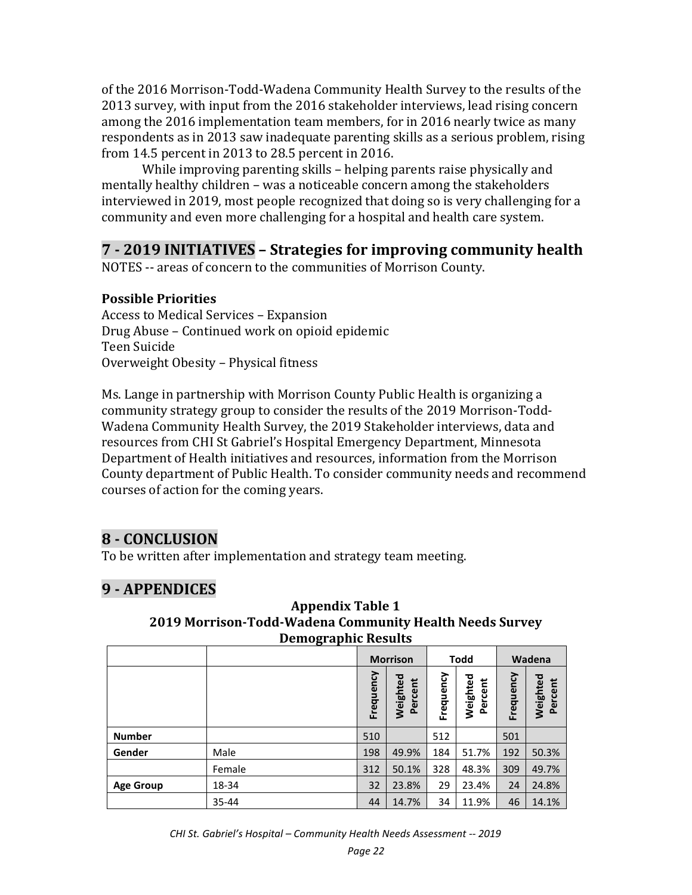of the 2016 Morrison-Todd-Wadena Community Health Survey to the results of the 2013 survey, with input from the 2016 stakeholder interviews, lead rising concern among the 2016 implementation team members, for in 2016 nearly twice as many respondents as in 2013 saw inadequate parenting skills as a serious problem, rising from 14.5 percent in 2013 to 28.5 percent in 2016.

While improving parenting skills – helping parents raise physically and mentally healthy children – was a noticeable concern among the stakeholders interviewed in 2019, most people recognized that doing so is very challenging for a community and even more challenging for a hospital and health care system.

## 7 - 2019 INITIATIVES – Strategies for improving community health

NOTES -- areas of concern to the communities of Morrison County.

**Possible Priorities**

Access to Medical Services – Expansion
Drug Abuse – Continued work on opioid epidemic
Teen Suicide
Overweight Obesity – Physical fitness

Ms. Lange in partnership with Morrison County Public Health is organizing a community strategy group to consider the results of the 2019 Morrison-Todd-Wadena Community Health Survey, the 2019 Stakeholder interviews, data and resources from CHI St Gabriel's Hospital Emergency Department, Minnesota Department of Health initiatives and resources, information from the Morrison County department of Public Health. To consider community needs and recommend courses of action for the coming years.

## 8 - CONCLUSION

To be written after implementation and strategy team meeting.

## 9 - APPENDICES

**Appendix Table 1**
**2019 Morrison-Todd-Wadena Community Health Needs Survey**
**Demographic Results**

| | | Morrison | | Todd | | Wadena | |
|---|---|---|---|---|---|---|---|
| | | Frequency | Weighted Percent | Frequency | Weighted Percent | Frequency | Weighted Percent |
| **Number** | | 510 | | 512 | | 501 | |
| **Gender** | Male | 198 | 49.9% | 184 | 51.7% | 192 | 50.3% |
| | Female | 312 | 50.1% | 328 | 48.3% | 309 | 49.7% |
| **Age Group** | 18-34 | 32 | 23.8% | 29 | 23.4% | 24 | 24.8% |
| | 35-44 | 44 | 14.7% | 34 | 11.9% | 46 | 14.1% |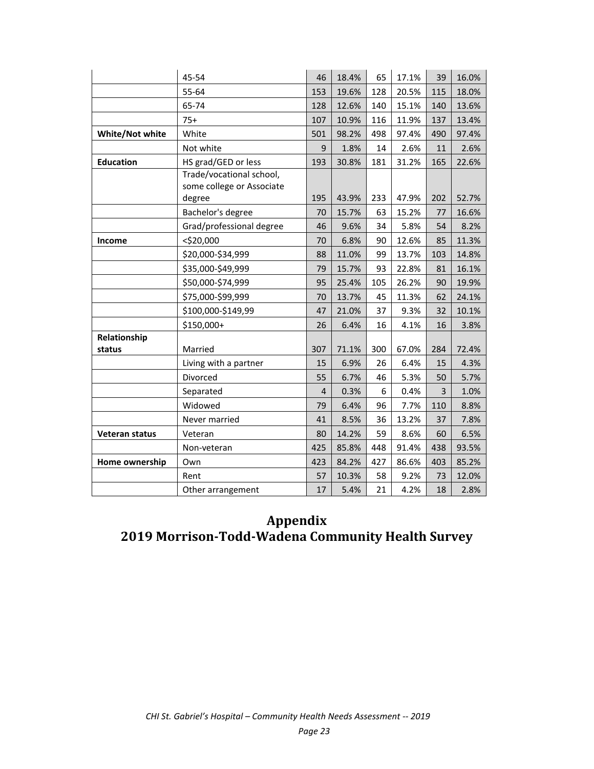| | | | | | | | |
|---|---|---|---|---|---|---|---|
| | 45-54 | 46 | 18.4% | 65 | 17.1% | 39 | 16.0% |
| | 55-64 | 153 | 19.6% | 128 | 20.5% | 115 | 18.0% |
| | 65-74 | 128 | 12.6% | 140 | 15.1% | 140 | 13.6% |
| | 75+ | 107 | 10.9% | 116 | 11.9% | 137 | 13.4% |
| **White/Not white** | White | 501 | 98.2% | 498 | 97.4% | 490 | 97.4% |
| | Not white | 9 | 1.8% | 14 | 2.6% | 11 | 2.6% |
| **Education** | HS grad/GED or less | 193 | 30.8% | 181 | 31.2% | 165 | 22.6% |
| | Trade/vocational school, some college or Associate degree | 195 | 43.9% | 233 | 47.9% | 202 | 52.7% |
| | Bachelor's degree | 70 | 15.7% | 63 | 15.2% | 77 | 16.6% |
| | Grad/professional degree | 46 | 9.6% | 34 | 5.8% | 54 | 8.2% |
| **Income** | <$20,000 | 70 | 6.8% | 90 | 12.6% | 85 | 11.3% |
| | $20,000-$34,999 | 88 | 11.0% | 99 | 13.7% | 103 | 14.8% |
| | $35,000-$49,999 | 79 | 15.7% | 93 | 22.8% | 81 | 16.1% |
| | $50,000-$74,999 | 95 | 25.4% | 105 | 26.2% | 90 | 19.9% |
| | $75,000-$99,999 | 70 | 13.7% | 45 | 11.3% | 62 | 24.1% |
| | $100,000-$149,99 | 47 | 21.0% | 37 | 9.3% | 32 | 10.1% |
| | $150,000+ | 26 | 6.4% | 16 | 4.1% | 16 | 3.8% |
| **Relationship status** | Married | 307 | 71.1% | 300 | 67.0% | 284 | 72.4% |
| | Living with a partner | 15 | 6.9% | 26 | 6.4% | 15 | 4.3% |
| | Divorced | 55 | 6.7% | 46 | 5.3% | 50 | 5.7% |
| | Separated | 4 | 0.3% | 6 | 0.4% | 3 | 1.0% |
| | Widowed | 79 | 6.4% | 96 | 7.7% | 110 | 8.8% |
| | Never married | 41 | 8.5% | 36 | 13.2% | 37 | 7.8% |
| **Veteran status** | Veteran | 80 | 14.2% | 59 | 8.6% | 60 | 6.5% |
| | Non-veteran | 425 | 85.8% | 448 | 91.4% | 438 | 93.5% |
| **Home ownership** | Own | 423 | 84.2% | 427 | 86.6% | 403 | 85.2% |
| | Rent | 57 | 10.3% | 58 | 9.2% | 73 | 12.0% |
| | Other arrangement | 17 | 5.4% | 21 | 4.2% | 18 | 2.8% |

# Appendix
# 2019 Morrison-Todd-Wadena Community Health Survey